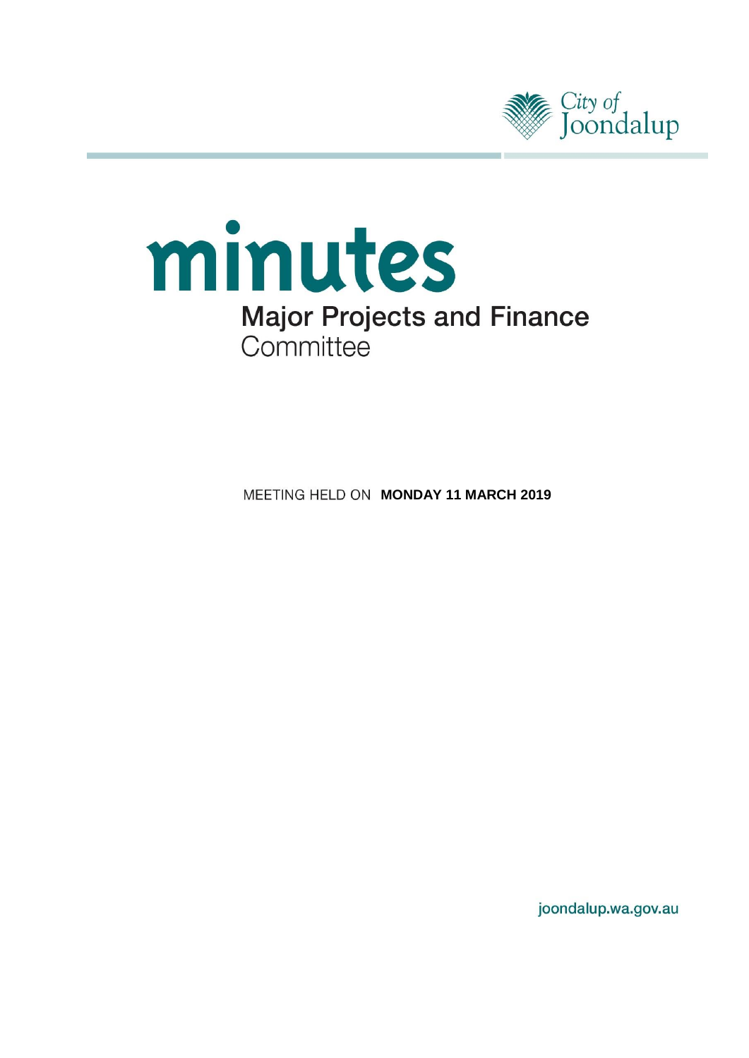City of Joondalup

# minutes

## Major Projects and Finance Committee

MEETING HELD ON **MONDAY 11 MARCH 2019**

joondalup.wa.gov.au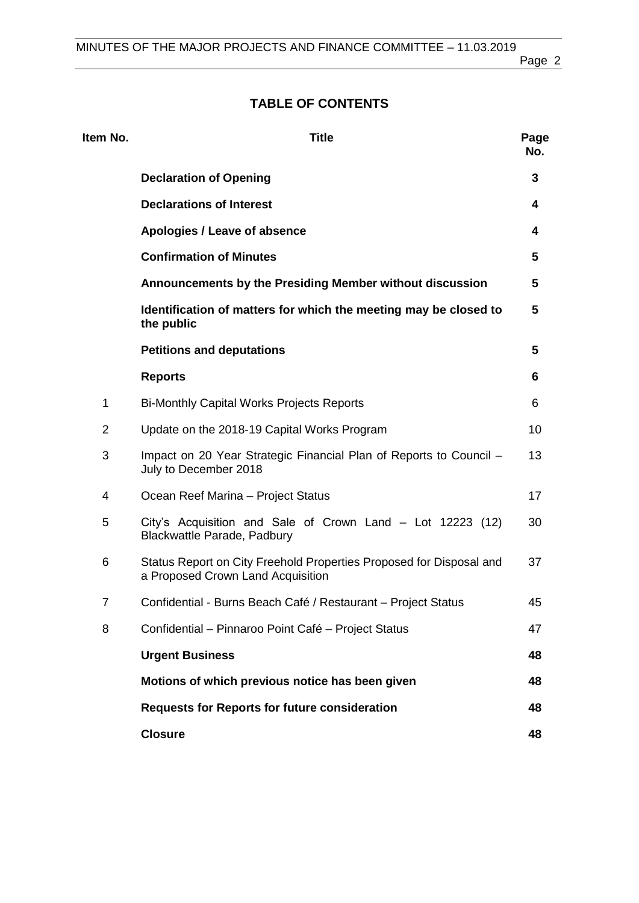## TABLE OF CONTENTS

| Item No. | Title | Page No. |
|---|---|---|
| | **Declaration of Opening** | **3** |
| | **Declarations of Interest** | **4** |
| | **Apologies / Leave of absence** | **4** |
| | **Confirmation of Minutes** | **5** |
| | **Announcements by the Presiding Member without discussion** | **5** |
| | **Identification of matters for which the meeting may be closed to the public** | **5** |
| | **Petitions and deputations** | **5** |
| | **Reports** | **6** |
| 1 | Bi-Monthly Capital Works Projects Reports | 6 |
| 2 | Update on the 2018-19 Capital Works Program | 10 |
| 3 | Impact on 20 Year Strategic Financial Plan of Reports to Council – July to December 2018 | 13 |
| 4 | Ocean Reef Marina – Project Status | 17 |
| 5 | City's Acquisition and Sale of Crown Land – Lot 12223 (12) Blackwattle Parade, Padbury | 30 |
| 6 | Status Report on City Freehold Properties Proposed for Disposal and a Proposed Crown Land Acquisition | 37 |
| 7 | Confidential - Burns Beach Café / Restaurant – Project Status | 45 |
| 8 | Confidential – Pinnaroo Point Café – Project Status | 47 |
| | **Urgent Business** | **48** |
| | **Motions of which previous notice has been given** | **48** |
| | **Requests for Reports for future consideration** | **48** |
| | **Closure** | **48** |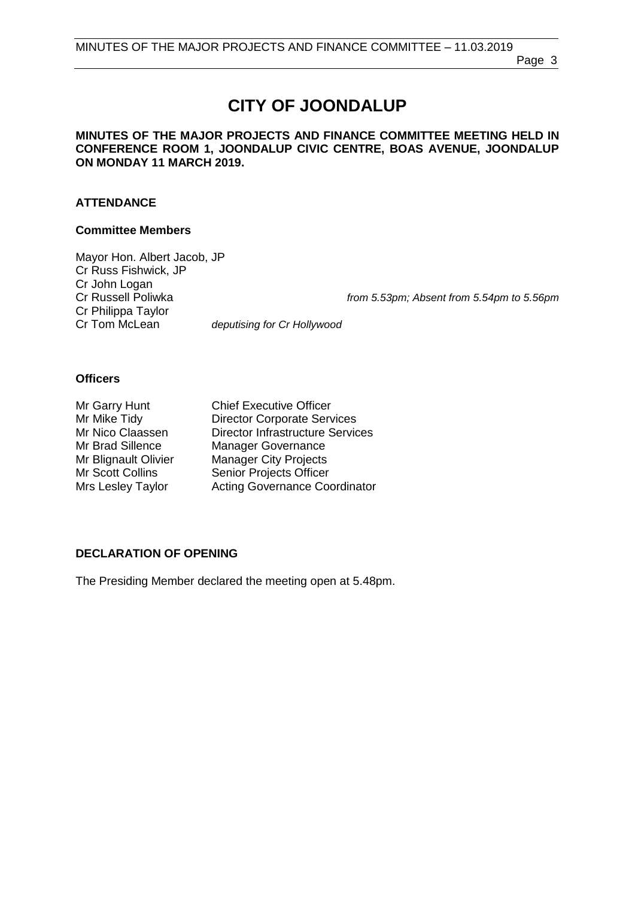# CITY OF JOONDALUP

**MINUTES OF THE MAJOR PROJECTS AND FINANCE COMMITTEE MEETING HELD IN CONFERENCE ROOM 1, JOONDALUP CIVIC CENTRE, BOAS AVENUE, JOONDALUP ON MONDAY 11 MARCH 2019.**

## ATTENDANCE

### Committee Members

Mayor Hon. Albert Jacob, JP
Cr Russ Fishwick, JP
Cr John Logan
Cr Russell Poliwka *from 5.53pm; Absent from 5.54pm to 5.56pm*
Cr Philippa Taylor
Cr Tom McLean *deputising for Cr Hollywood*

### Officers

| | |
|---|---|
| Mr Garry Hunt | Chief Executive Officer |
| Mr Mike Tidy | Director Corporate Services |
| Mr Nico Claassen | Director Infrastructure Services |
| Mr Brad Sillence | Manager Governance |
| Mr Blignault Olivier | Manager City Projects |
| Mr Scott Collins | Senior Projects Officer |
| Mrs Lesley Taylor | Acting Governance Coordinator |

## DECLARATION OF OPENING

The Presiding Member declared the meeting open at 5.48pm.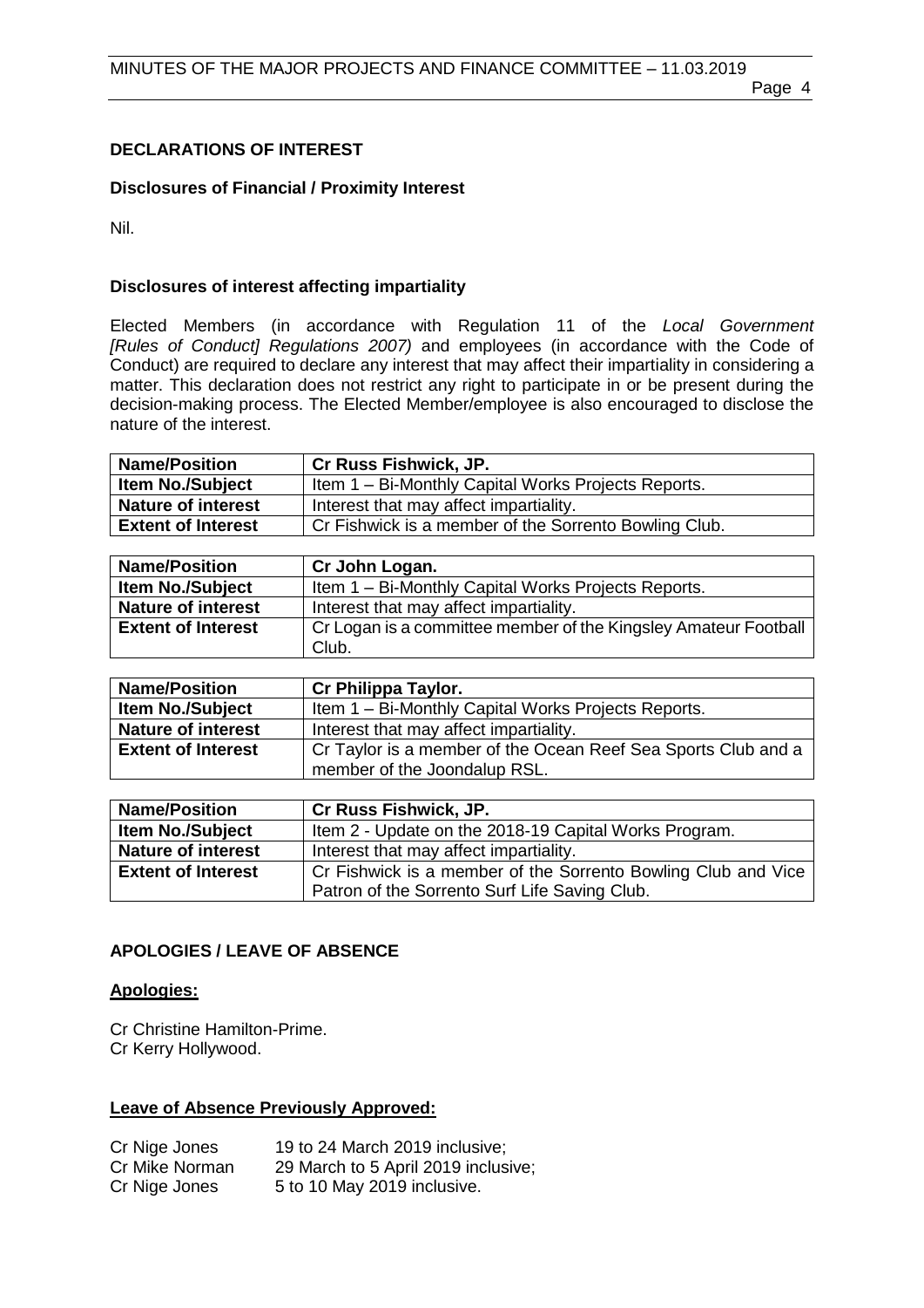## DECLARATIONS OF INTEREST

### Disclosures of Financial / Proximity Interest

Nil.

### Disclosures of interest affecting impartiality

Elected Members (in accordance with Regulation 11 of the *Local Government [Rules of Conduct] Regulations 2007)* and employees (in accordance with the Code of Conduct) are required to declare any interest that may affect their impartiality in considering a matter. This declaration does not restrict any right to participate in or be present during the decision-making process. The Elected Member/employee is also encouraged to disclose the nature of the interest.

| **Name/Position** | **Cr Russ Fishwick, JP.** |
|---|---|
| **Item No./Subject** | Item 1 – Bi-Monthly Capital Works Projects Reports. |
| **Nature of interest** | Interest that may affect impartiality. |
| **Extent of Interest** | Cr Fishwick is a member of the Sorrento Bowling Club. |

| **Name/Position** | **Cr John Logan.** |
|---|---|
| **Item No./Subject** | Item 1 – Bi-Monthly Capital Works Projects Reports. |
| **Nature of interest** | Interest that may affect impartiality. |
| **Extent of Interest** | Cr Logan is a committee member of the Kingsley Amateur Football Club. |

| **Name/Position** | **Cr Philippa Taylor.** |
|---|---|
| **Item No./Subject** | Item 1 – Bi-Monthly Capital Works Projects Reports. |
| **Nature of interest** | Interest that may affect impartiality. |
| **Extent of Interest** | Cr Taylor is a member of the Ocean Reef Sea Sports Club and a member of the Joondalup RSL. |

| **Name/Position** | **Cr Russ Fishwick, JP.** |
|---|---|
| **Item No./Subject** | Item 2 - Update on the 2018-19 Capital Works Program. |
| **Nature of interest** | Interest that may affect impartiality. |
| **Extent of Interest** | Cr Fishwick is a member of the Sorrento Bowling Club and Vice Patron of the Sorrento Surf Life Saving Club. |

## APOLOGIES / LEAVE OF ABSENCE

### Apologies:

Cr Christine Hamilton-Prime.
Cr Kerry Hollywood.

### Leave of Absence Previously Approved:

| | |
|---|---|
| Cr Nige Jones | 19 to 24 March 2019 inclusive; |
| Cr Mike Norman | 29 March to 5 April 2019 inclusive; |
| Cr Nige Jones | 5 to 10 May 2019 inclusive. |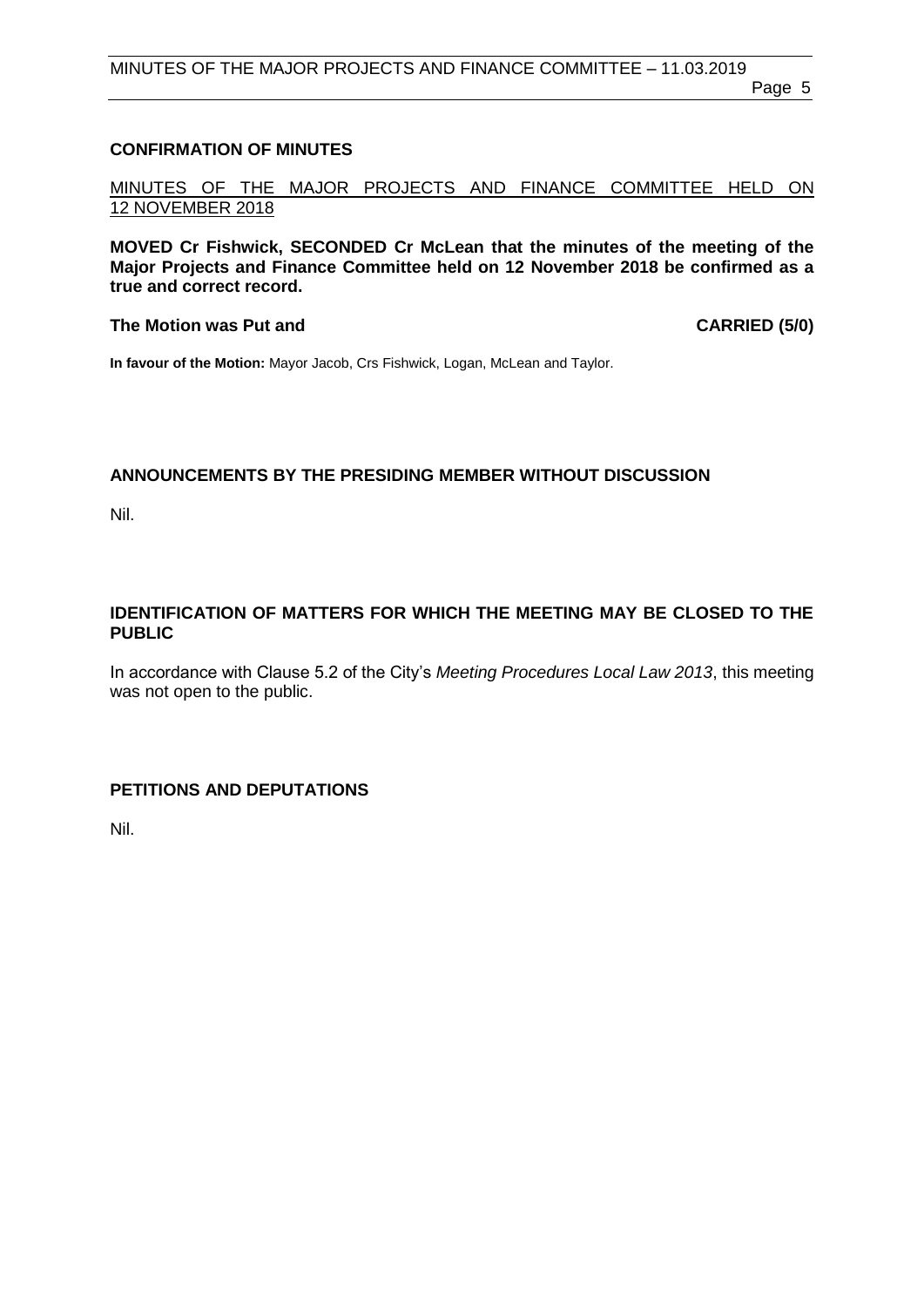## CONFIRMATION OF MINUTES

<u>MINUTES OF THE MAJOR PROJECTS AND FINANCE COMMITTEE HELD ON 12 NOVEMBER 2018</u>

**MOVED Cr Fishwick, SECONDED Cr McLean that the minutes of the meeting of the Major Projects and Finance Committee held on 12 November 2018 be confirmed as a true and correct record.**

**The Motion was Put and CARRIED (5/0)**

**In favour of the Motion:** Mayor Jacob, Crs Fishwick, Logan, McLean and Taylor.

## ANNOUNCEMENTS BY THE PRESIDING MEMBER WITHOUT DISCUSSION

Nil.

## IDENTIFICATION OF MATTERS FOR WHICH THE MEETING MAY BE CLOSED TO THE PUBLIC

In accordance with Clause 5.2 of the City's *Meeting Procedures Local Law 2013*, this meeting was not open to the public.

## PETITIONS AND DEPUTATIONS

Nil.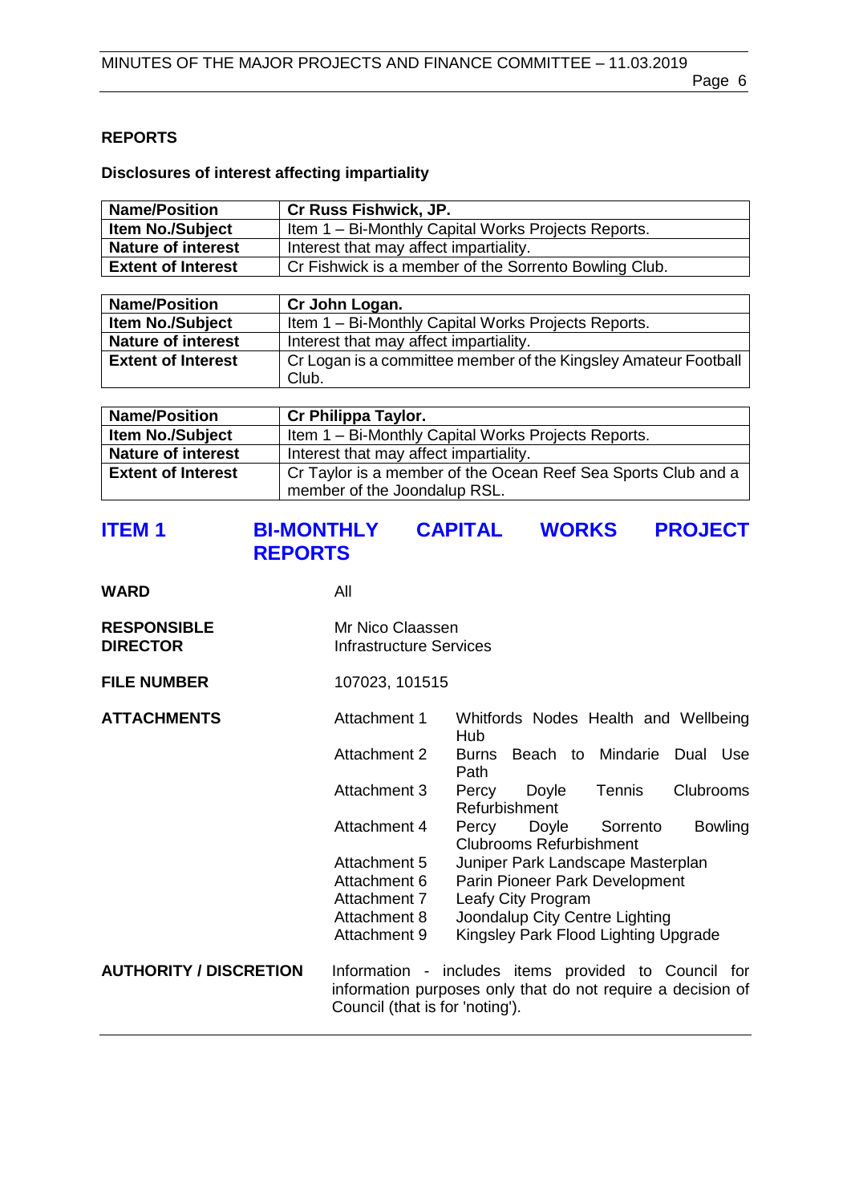## REPORTS

### Disclosures of interest affecting impartiality

| **Name/Position** | **Cr Russ Fishwick, JP.** |
|---|---|
| **Item No./Subject** | Item 1 – Bi-Monthly Capital Works Projects Reports. |
| **Nature of interest** | Interest that may affect impartiality. |
| **Extent of Interest** | Cr Fishwick is a member of the Sorrento Bowling Club. |

| **Name/Position** | **Cr John Logan.** |
|---|---|
| **Item No./Subject** | Item 1 – Bi-Monthly Capital Works Projects Reports. |
| **Nature of interest** | Interest that may affect impartiality. |
| **Extent of Interest** | Cr Logan is a committee member of the Kingsley Amateur Football Club. |

| **Name/Position** | **Cr Philippa Taylor.** |
|---|---|
| **Item No./Subject** | Item 1 – Bi-Monthly Capital Works Projects Reports. |
| **Nature of interest** | Interest that may affect impartiality. |
| **Extent of Interest** | Cr Taylor is a member of the Ocean Reef Sea Sports Club and a member of the Joondalup RSL. |

# ITEM 1 BI-MONTHLY CAPITAL WORKS PROJECT REPORTS

**WARD** All

**RESPONSIBLE DIRECTOR** Mr Nico Claassen
Infrastructure Services

**FILE NUMBER** 107023, 101515

**ATTACHMENTS**

| | |
|---|---|
| Attachment 1 | Whitfords Nodes Health and Wellbeing Hub |
| Attachment 2 | Burns Beach to Mindarie Dual Use Path |
| Attachment 3 | Percy Doyle Tennis Clubrooms Refurbishment |
| Attachment 4 | Percy Doyle Sorrento Bowling Clubrooms Refurbishment |
| Attachment 5 | Juniper Park Landscape Masterplan |
| Attachment 6 | Parin Pioneer Park Development |
| Attachment 7 | Leafy City Program |
| Attachment 8 | Joondalup City Centre Lighting |
| Attachment 9 | Kingsley Park Flood Lighting Upgrade |

**AUTHORITY / DISCRETION** Information - includes items provided to Council for information purposes only that do not require a decision of Council (that is for 'noting').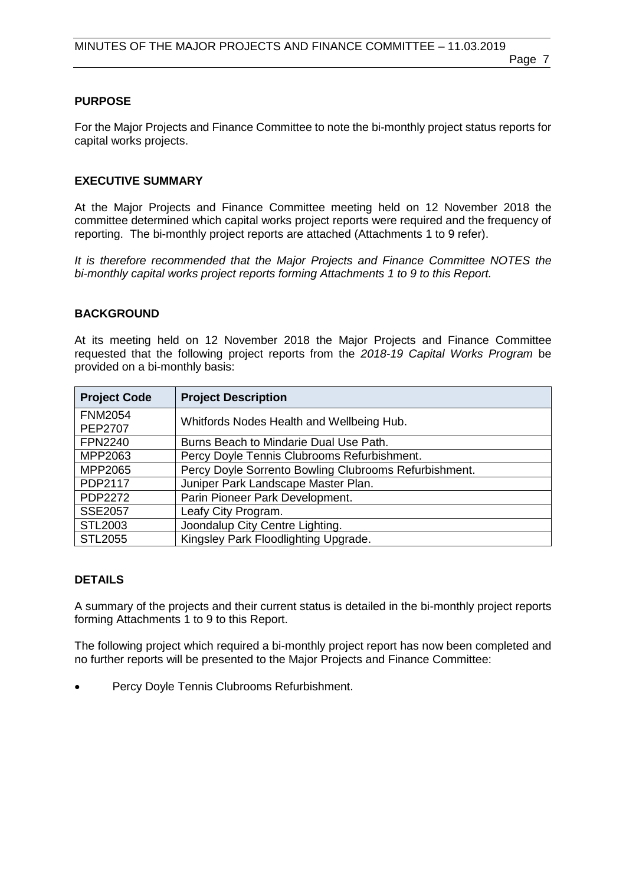### PURPOSE

For the Major Projects and Finance Committee to note the bi-monthly project status reports for capital works projects.

### EXECUTIVE SUMMARY

At the Major Projects and Finance Committee meeting held on 12 November 2018 the committee determined which capital works project reports were required and the frequency of reporting. The bi-monthly project reports are attached (Attachments 1 to 9 refer).

*It is therefore recommended that the Major Projects and Finance Committee NOTES the bi-monthly capital works project reports forming Attachments 1 to 9 to this Report.*

### BACKGROUND

At its meeting held on 12 November 2018 the Major Projects and Finance Committee requested that the following project reports from the *2018-19 Capital Works Program* be provided on a bi-monthly basis:

| Project Code | Project Description |
|---|---|
| FNM2054 PEP2707 | Whitfords Nodes Health and Wellbeing Hub. |
| FPN2240 | Burns Beach to Mindarie Dual Use Path. |
| MPP2063 | Percy Doyle Tennis Clubrooms Refurbishment. |
| MPP2065 | Percy Doyle Sorrento Bowling Clubrooms Refurbishment. |
| PDP2117 | Juniper Park Landscape Master Plan. |
| PDP2272 | Parin Pioneer Park Development. |
| SSE2057 | Leafy City Program. |
| STL2003 | Joondalup City Centre Lighting. |
| STL2055 | Kingsley Park Floodlighting Upgrade. |

### DETAILS

A summary of the projects and their current status is detailed in the bi-monthly project reports forming Attachments 1 to 9 to this Report.

The following project which required a bi-monthly project report has now been completed and no further reports will be presented to the Major Projects and Finance Committee:

- Percy Doyle Tennis Clubrooms Refurbishment.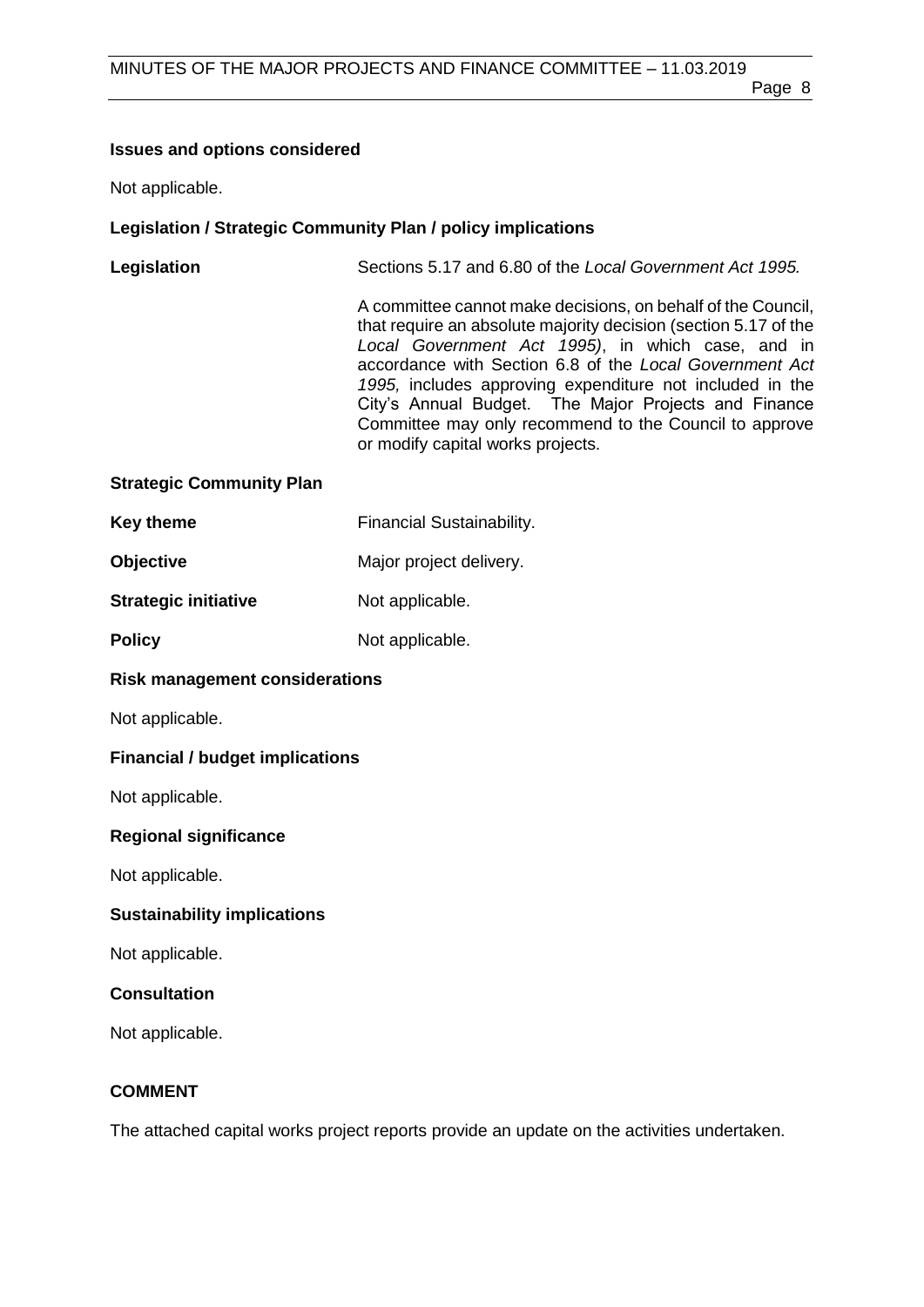### Issues and options considered

Not applicable.

### Legislation / Strategic Community Plan / policy implications

**Legislation** Sections 5.17 and 6.80 of the *Local Government Act 1995.*

A committee cannot make decisions, on behalf of the Council, that require an absolute majority decision (section 5.17 of the *Local Government Act 1995)*, in which case, and in accordance with Section 6.8 of the *Local Government Act 1995,* includes approving expenditure not included in the City's Annual Budget. The Major Projects and Finance Committee may only recommend to the Council to approve or modify capital works projects.

### Strategic Community Plan

**Key theme** Financial Sustainability.

**Objective** Major project delivery.

**Strategic initiative** Not applicable.

**Policy** Not applicable.

### Risk management considerations

Not applicable.

### Financial / budget implications

Not applicable.

### Regional significance

Not applicable.

### Sustainability implications

Not applicable.

### Consultation

Not applicable.

## COMMENT

The attached capital works project reports provide an update on the activities undertaken.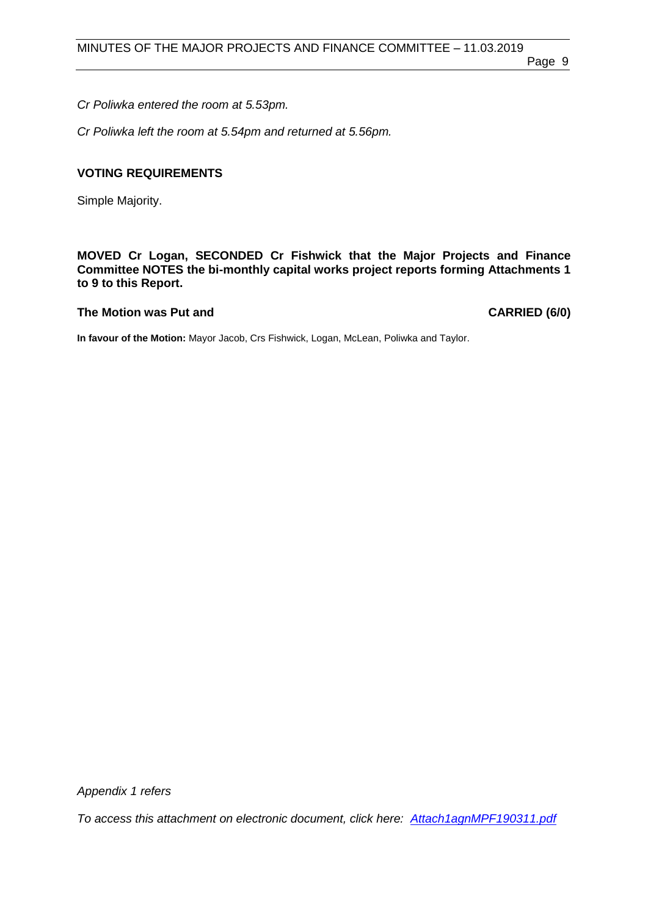*Cr Poliwka entered the room at 5.53pm.*

*Cr Poliwka left the room at 5.54pm and returned at 5.56pm.*

**VOTING REQUIREMENTS**

Simple Majority.

**MOVED Cr Logan, SECONDED Cr Fishwick that the Major Projects and Finance Committee NOTES the bi-monthly capital works project reports forming Attachments 1 to 9 to this Report.**

**The Motion was Put and CARRIED (6/0)**

**In favour of the Motion:** Mayor Jacob, Crs Fishwick, Logan, McLean, Poliwka and Taylor.

*Appendix 1 refers*

*To access this attachment on electronic document, click here: [Attach1agnMPF190311.pdf](Attach1agnMPF190311.pdf)*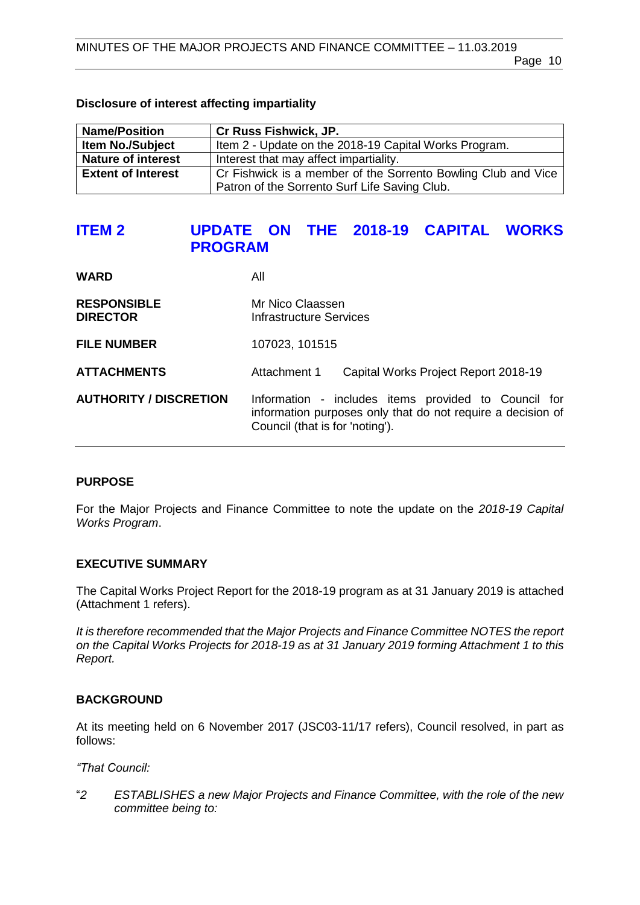**Disclosure of interest affecting impartiality**

| **Name/Position** | **Cr Russ Fishwick, JP.** |
|---|---|
| **Item No./Subject** | Item 2 - Update on the 2018-19 Capital Works Program. |
| **Nature of interest** | Interest that may affect impartiality. |
| **Extent of Interest** | Cr Fishwick is a member of the Sorrento Bowling Club and Vice Patron of the Sorrento Surf Life Saving Club. |

## ITEM 2 UPDATE ON THE 2018-19 CAPITAL WORKS PROGRAM

| | |
|---|---|
| **WARD** | All |
| **RESPONSIBLE DIRECTOR** | Mr Nico Claassen<br>Infrastructure Services |
| **FILE NUMBER** | 107023, 101515 |
| **ATTACHMENTS** | Attachment 1 Capital Works Project Report 2018-19 |
| **AUTHORITY / DISCRETION** | Information - includes items provided to Council for information purposes only that do not require a decision of Council (that is for 'noting'). |

### PURPOSE

For the Major Projects and Finance Committee to note the update on the *2018-19 Capital Works Program*.

### EXECUTIVE SUMMARY

The Capital Works Project Report for the 2018-19 program as at 31 January 2019 is attached (Attachment 1 refers).

*It is therefore recommended that the Major Projects and Finance Committee NOTES the report on the Capital Works Projects for 2018-19 as at 31 January 2019 forming Attachment 1 to this Report.*

### BACKGROUND

At its meeting held on 6 November 2017 (JSC03-11/17 refers), Council resolved, in part as follows:

*"That Council:*

"*2 ESTABLISHES a new Major Projects and Finance Committee, with the role of the new committee being to:*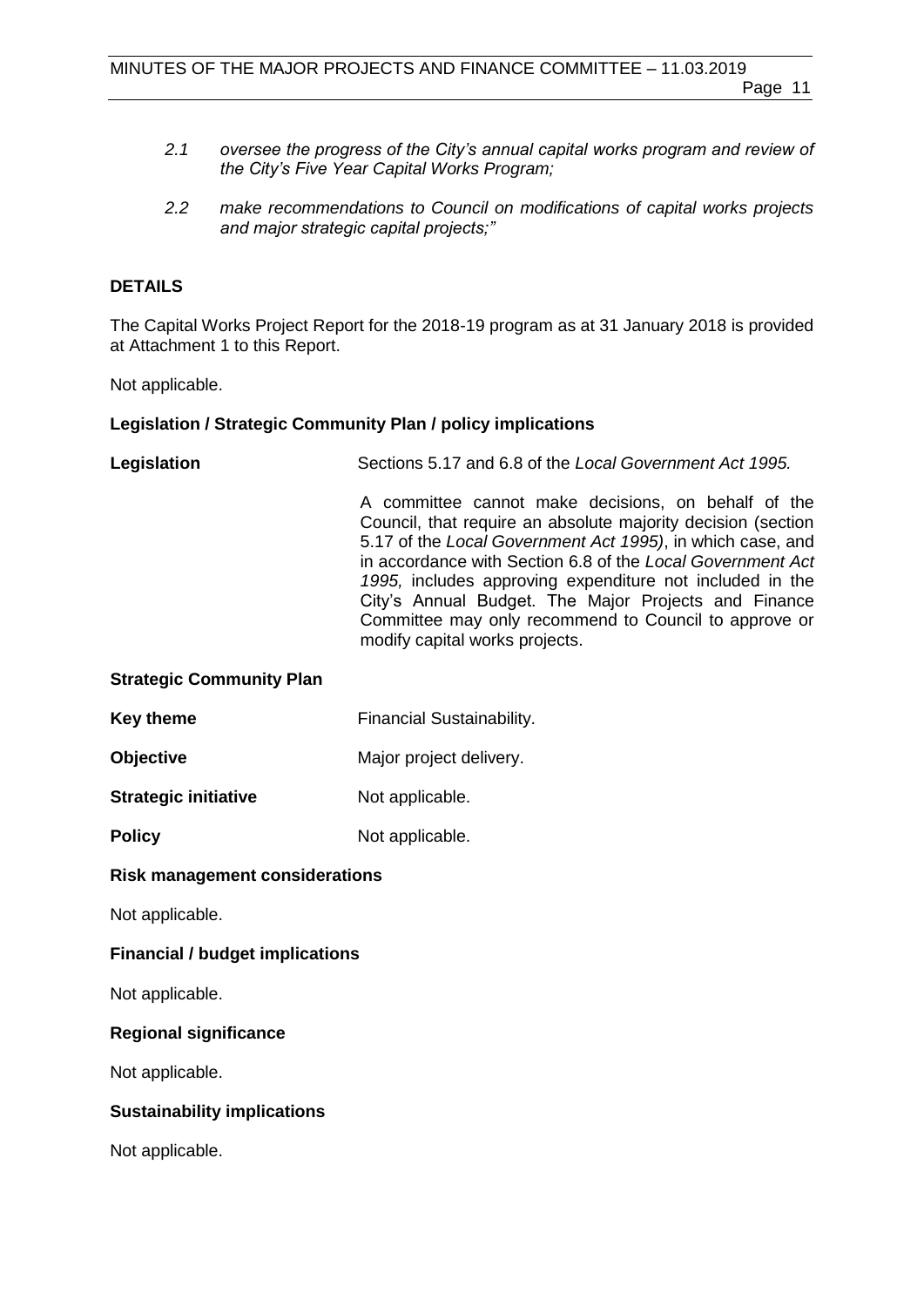*2.1 oversee the progress of the City's annual capital works program and review of the City's Five Year Capital Works Program;*

*2.2 make recommendations to Council on modifications of capital works projects and major strategic capital projects;"*

## DETAILS

The Capital Works Project Report for the 2018-19 program as at 31 January 2018 is provided at Attachment 1 to this Report.

Not applicable.

### Legislation / Strategic Community Plan / policy implications

**Legislation** Sections 5.17 and 6.8 of the *Local Government Act 1995.*

A committee cannot make decisions, on behalf of the Council, that require an absolute majority decision (section 5.17 of the *Local Government Act 1995)*, in which case, and in accordance with Section 6.8 of the *Local Government Act 1995,* includes approving expenditure not included in the City's Annual Budget. The Major Projects and Finance Committee may only recommend to Council to approve or modify capital works projects.

**Strategic Community Plan**

**Key theme** Financial Sustainability.

**Objective** Major project delivery.

**Strategic initiative** Not applicable.

**Policy** Not applicable.

### Risk management considerations

Not applicable.

### Financial / budget implications

Not applicable.

### Regional significance

Not applicable.

### Sustainability implications

Not applicable.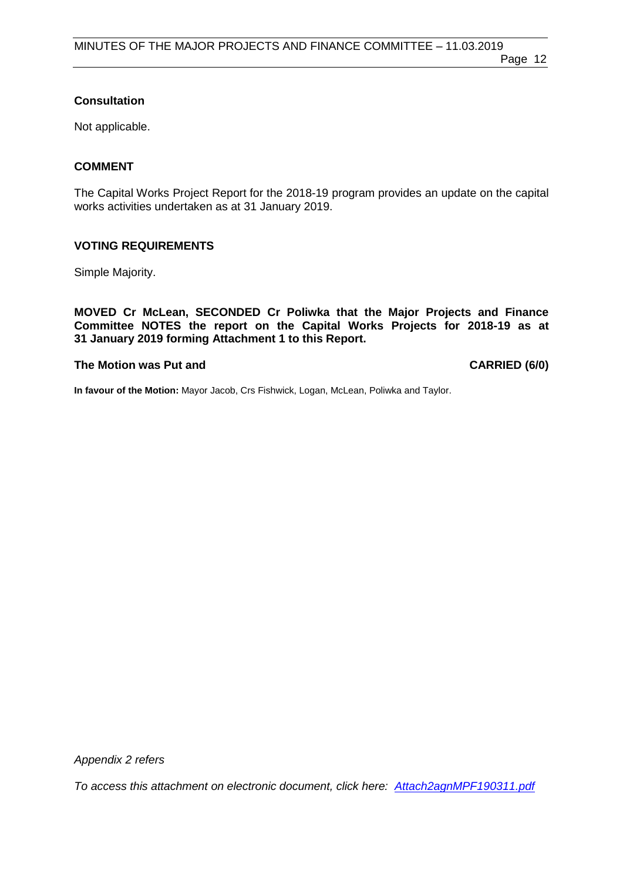### Consultation

Not applicable.

### COMMENT

The Capital Works Project Report for the 2018-19 program provides an update on the capital works activities undertaken as at 31 January 2019.

### VOTING REQUIREMENTS

Simple Majority.

**MOVED Cr McLean, SECONDED Cr Poliwka that the Major Projects and Finance Committee NOTES the report on the Capital Works Projects for 2018-19 as at 31 January 2019 forming Attachment 1 to this Report.**

**The Motion was Put and CARRIED (6/0)**

**In favour of the Motion:** Mayor Jacob, Crs Fishwick, Logan, McLean, Poliwka and Taylor.

*Appendix 2 refers*

*To access this attachment on electronic document, click here: Attach2agnMPF190311.pdf*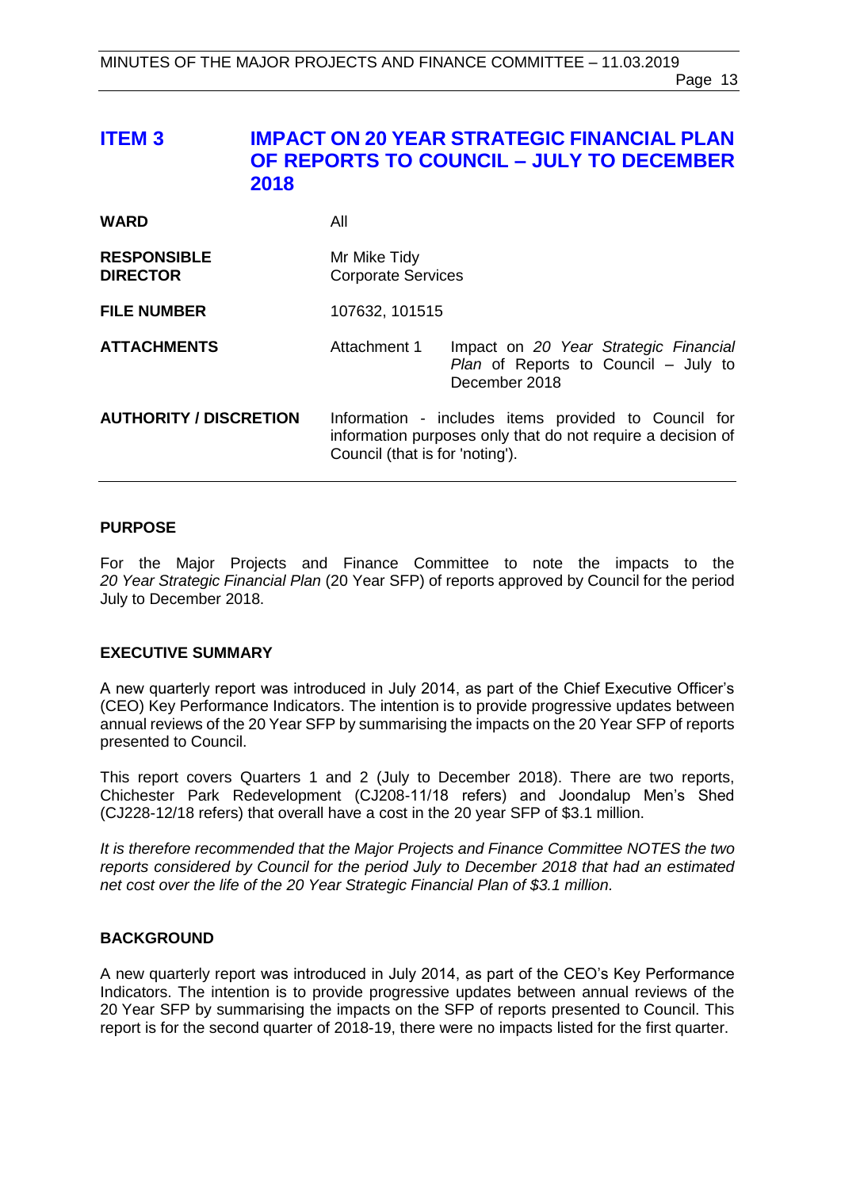## ITEM 3 IMPACT ON 20 YEAR STRATEGIC FINANCIAL PLAN OF REPORTS TO COUNCIL – JULY TO DECEMBER 2018

| | | |
|---|---|---|
| **WARD** | All | |
| **RESPONSIBLE DIRECTOR** | Mr Mike Tidy<br>Corporate Services | |
| **FILE NUMBER** | 107632, 101515 | |
| **ATTACHMENTS** | Attachment 1 | Impact on *20 Year Strategic Financial Plan* of Reports to Council – July to December 2018 |
| **AUTHORITY / DISCRETION** | Information - includes items provided to Council for information purposes only that do not require a decision of Council (that is for 'noting'). | |

### PURPOSE

For the Major Projects and Finance Committee to note the impacts to the *20 Year Strategic Financial Plan* (20 Year SFP) of reports approved by Council for the period July to December 2018.

### EXECUTIVE SUMMARY

A new quarterly report was introduced in July 2014, as part of the Chief Executive Officer's (CEO) Key Performance Indicators. The intention is to provide progressive updates between annual reviews of the 20 Year SFP by summarising the impacts on the 20 Year SFP of reports presented to Council.

This report covers Quarters 1 and 2 (July to December 2018). There are two reports, Chichester Park Redevelopment (CJ208-11/18 refers) and Joondalup Men's Shed (CJ228-12/18 refers) that overall have a cost in the 20 year SFP of $3.1 million.

*It is therefore recommended that the Major Projects and Finance Committee NOTES the two reports considered by Council for the period July to December 2018 that had an estimated net cost over the life of the 20 Year Strategic Financial Plan of $3.1 million.*

### BACKGROUND

A new quarterly report was introduced in July 2014, as part of the CEO's Key Performance Indicators. The intention is to provide progressive updates between annual reviews of the 20 Year SFP by summarising the impacts on the SFP of reports presented to Council. This report is for the second quarter of 2018-19, there were no impacts listed for the first quarter.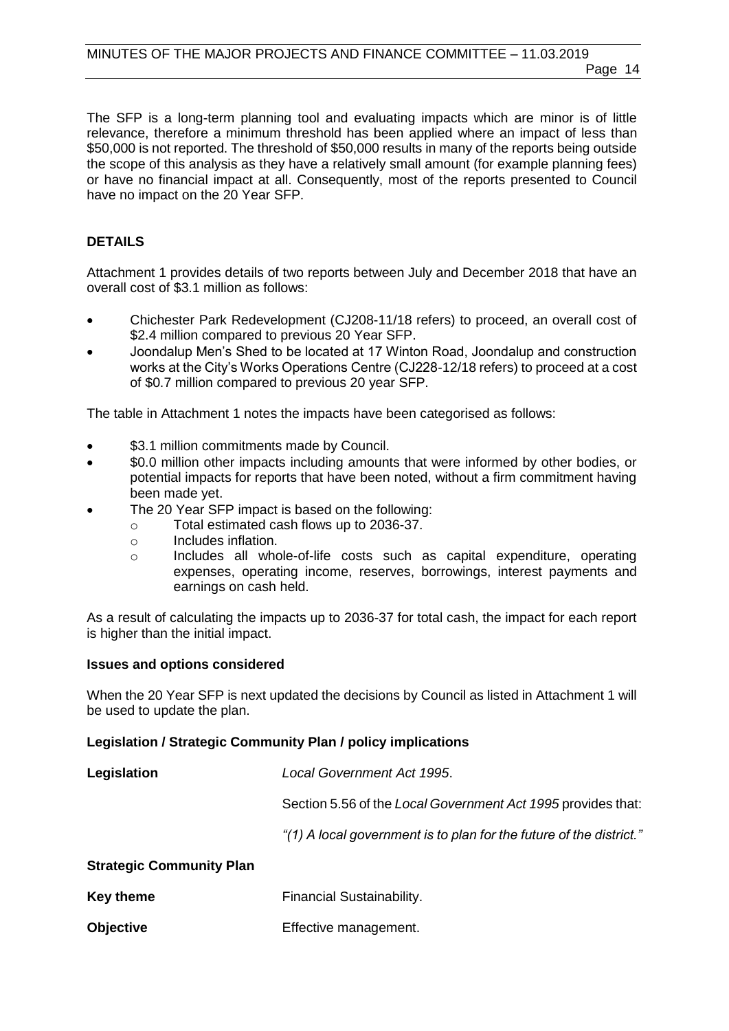The SFP is a long-term planning tool and evaluating impacts which are minor is of little relevance, therefore a minimum threshold has been applied where an impact of less than \$50,000 is not reported. The threshold of \$50,000 results in many of the reports being outside the scope of this analysis as they have a relatively small amount (for example planning fees) or have no financial impact at all. Consequently, most of the reports presented to Council have no impact on the 20 Year SFP.

## DETAILS

Attachment 1 provides details of two reports between July and December 2018 that have an overall cost of \$3.1 million as follows:

- Chichester Park Redevelopment (CJ208-11/18 refers) to proceed, an overall cost of \$2.4 million compared to previous 20 Year SFP.
- Joondalup Men's Shed to be located at 17 Winton Road, Joondalup and construction works at the City's Works Operations Centre (CJ228-12/18 refers) to proceed at a cost of \$0.7 million compared to previous 20 year SFP.

The table in Attachment 1 notes the impacts have been categorised as follows:

- \$3.1 million commitments made by Council.
- \$0.0 million other impacts including amounts that were informed by other bodies, or potential impacts for reports that have been noted, without a firm commitment having been made yet.
- The 20 Year SFP impact is based on the following:
  - Total estimated cash flows up to 2036-37.
  - Includes inflation.
  - Includes all whole-of-life costs such as capital expenditure, operating expenses, operating income, reserves, borrowings, interest payments and earnings on cash held.

As a result of calculating the impacts up to 2036-37 for total cash, the impact for each report is higher than the initial impact.

### Issues and options considered

When the 20 Year SFP is next updated the decisions by Council as listed in Attachment 1 will be used to update the plan.

### Legislation / Strategic Community Plan / policy implications

**Legislation** *Local Government Act 1995*.

Section 5.56 of the *Local Government Act 1995* provides that:

*"(1) A local government is to plan for the future of the district."*

**Strategic Community Plan**

**Key theme** Financial Sustainability.

**Objective** Effective management.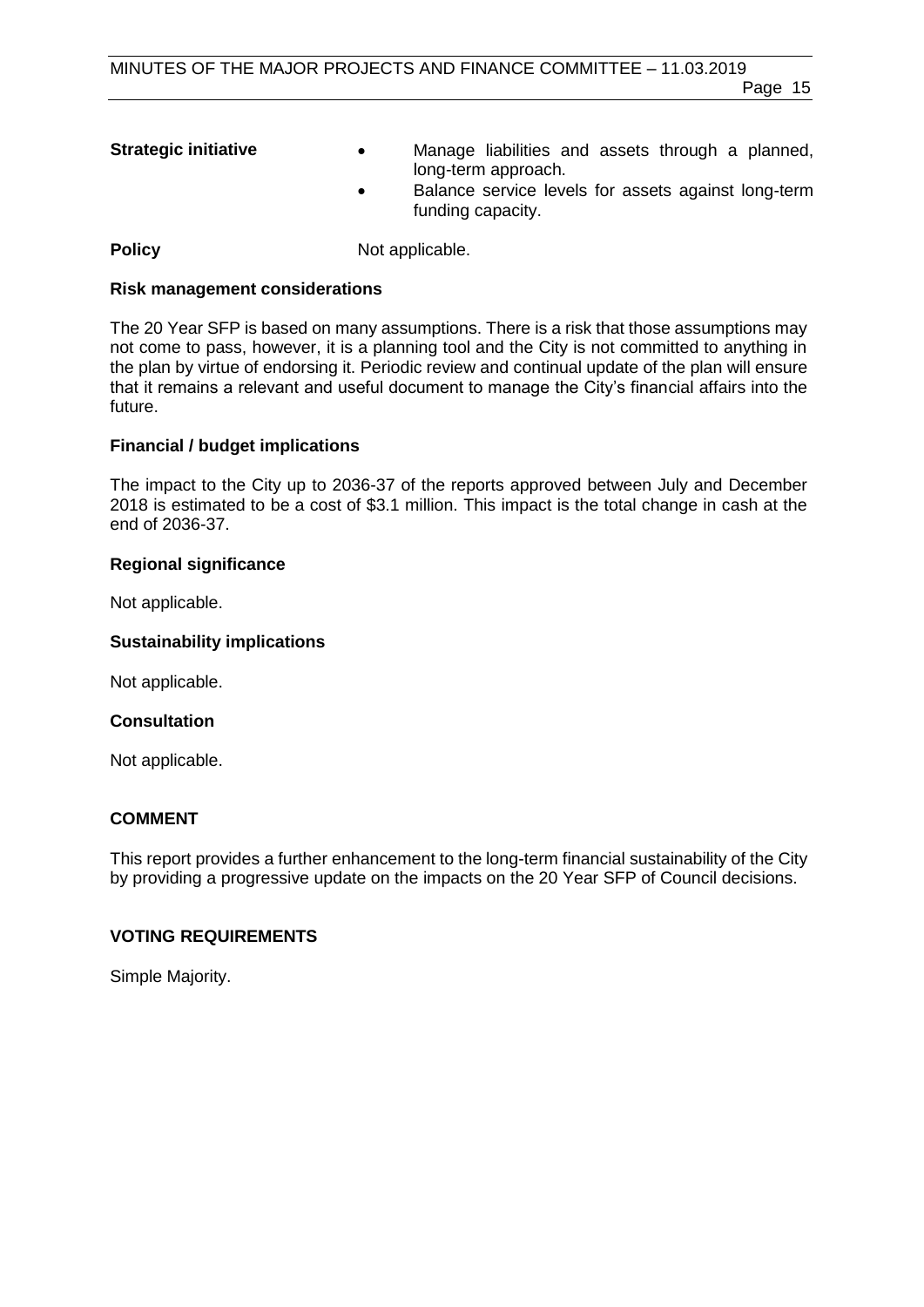**Strategic initiative**

- Manage liabilities and assets through a planned, long-term approach.
- Balance service levels for assets against long-term funding capacity.

**Policy** Not applicable.

**Risk management considerations**

The 20 Year SFP is based on many assumptions. There is a risk that those assumptions may not come to pass, however, it is a planning tool and the City is not committed to anything in the plan by virtue of endorsing it. Periodic review and continual update of the plan will ensure that it remains a relevant and useful document to manage the City's financial affairs into the future.

**Financial / budget implications**

The impact to the City up to 2036-37 of the reports approved between July and December 2018 is estimated to be a cost of $3.1 million. This impact is the total change in cash at the end of 2036-37.

**Regional significance**

Not applicable.

**Sustainability implications**

Not applicable.

**Consultation**

Not applicable.

**COMMENT**

This report provides a further enhancement to the long-term financial sustainability of the City by providing a progressive update on the impacts on the 20 Year SFP of Council decisions.

**VOTING REQUIREMENTS**

Simple Majority.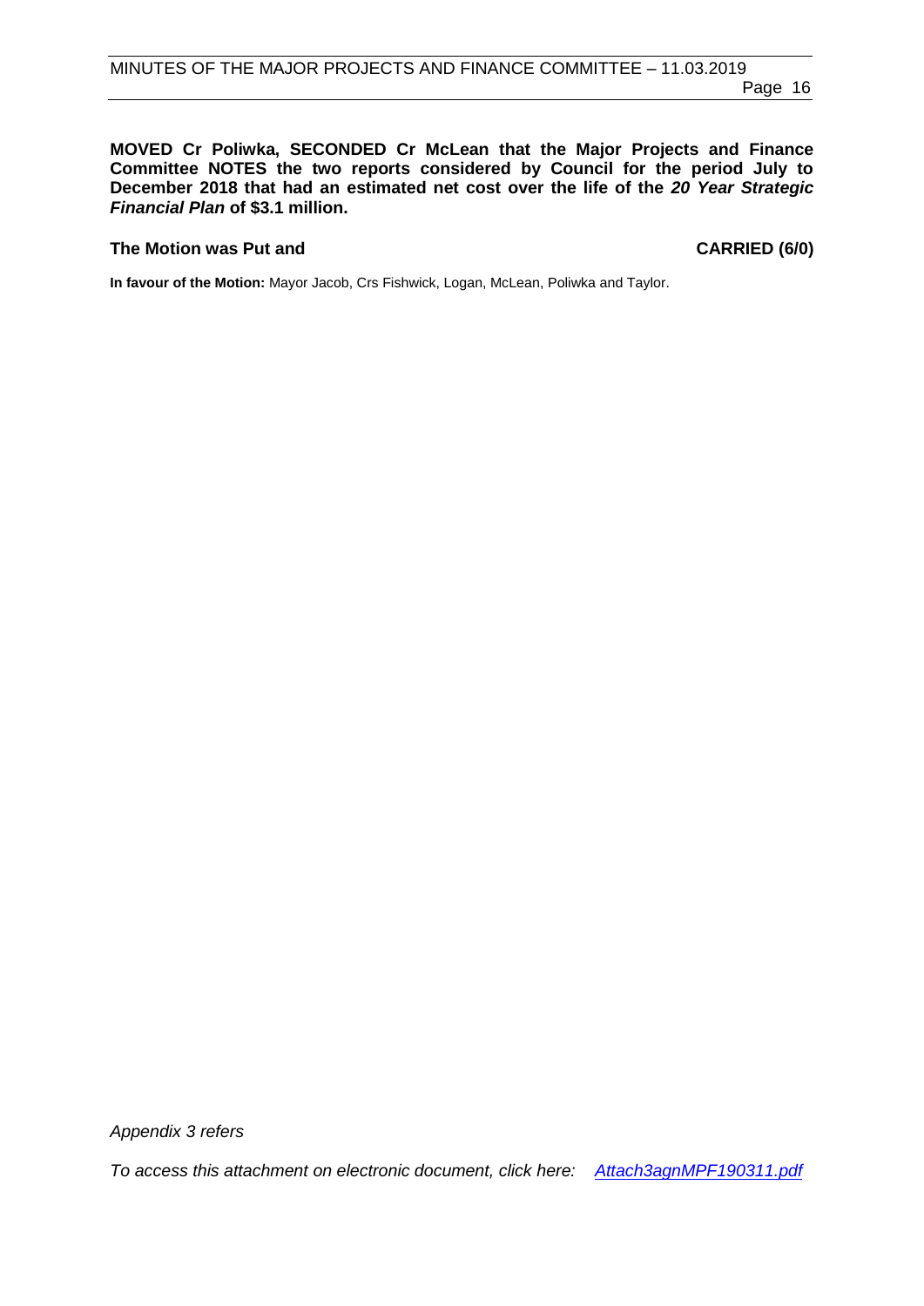**MOVED Cr Poliwka, SECONDED Cr McLean that the Major Projects and Finance Committee NOTES the two reports considered by Council for the period July to December 2018 that had an estimated net cost over the life of the *20 Year Strategic Financial Plan* of $3.1 million.**

**The Motion was Put and CARRIED (6/0)**

**In favour of the Motion:** Mayor Jacob, Crs Fishwick, Logan, McLean, Poliwka and Taylor.

*Appendix 3 refers*

*To access this attachment on electronic document, click here: [Attach3agnMPF190311.pdf](Attach3agnMPF190311.pdf)*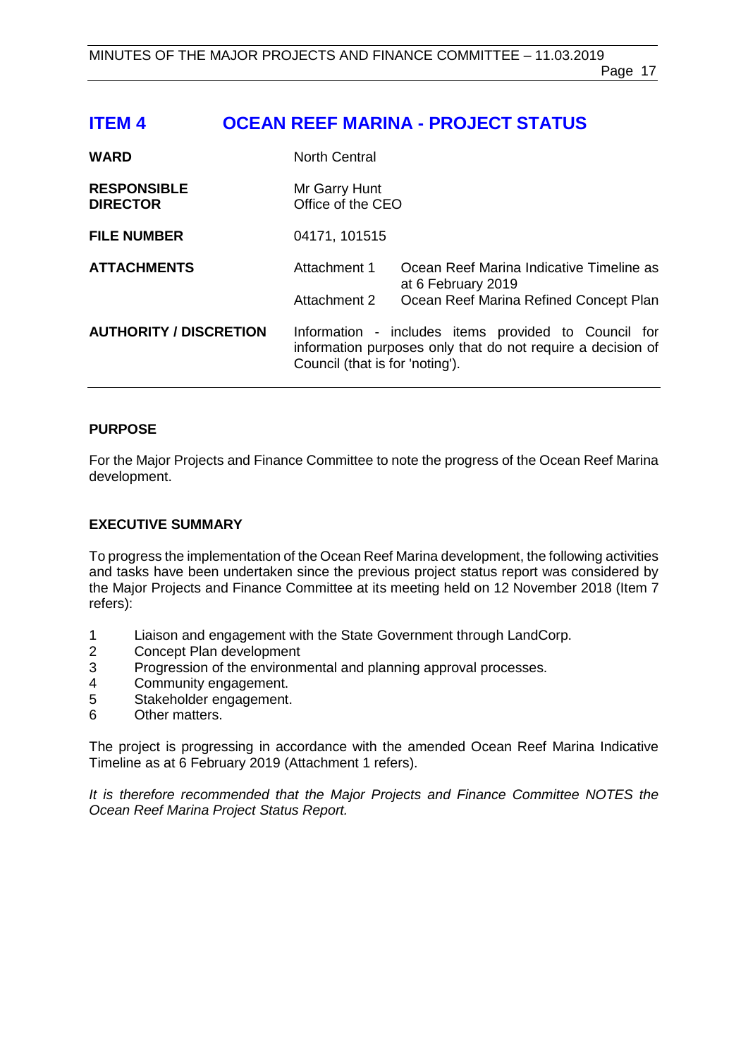# ITEM 4 OCEAN REEF MARINA - PROJECT STATUS

| | | |
|---|---|---|
| **WARD** | North Central | |
| **RESPONSIBLE DIRECTOR** | Mr Garry Hunt<br>Office of the CEO | |
| **FILE NUMBER** | 04171, 101515 | |
| **ATTACHMENTS** | Attachment 1 | Ocean Reef Marina Indicative Timeline as at 6 February 2019 |
| | Attachment 2 | Ocean Reef Marina Refined Concept Plan |
| **AUTHORITY / DISCRETION** | Information - includes items provided to Council for information purposes only that do not require a decision of Council (that is for 'noting'). | |

## PURPOSE

For the Major Projects and Finance Committee to note the progress of the Ocean Reef Marina development.

## EXECUTIVE SUMMARY

To progress the implementation of the Ocean Reef Marina development, the following activities and tasks have been undertaken since the previous project status report was considered by the Major Projects and Finance Committee at its meeting held on 12 November 2018 (Item 7 refers):

1. Liaison and engagement with the State Government through LandCorp.
2. Concept Plan development
3. Progression of the environmental and planning approval processes.
4. Community engagement.
5. Stakeholder engagement.
6. Other matters.

The project is progressing in accordance with the amended Ocean Reef Marina Indicative Timeline as at 6 February 2019 (Attachment 1 refers).

*It is therefore recommended that the Major Projects and Finance Committee NOTES the Ocean Reef Marina Project Status Report.*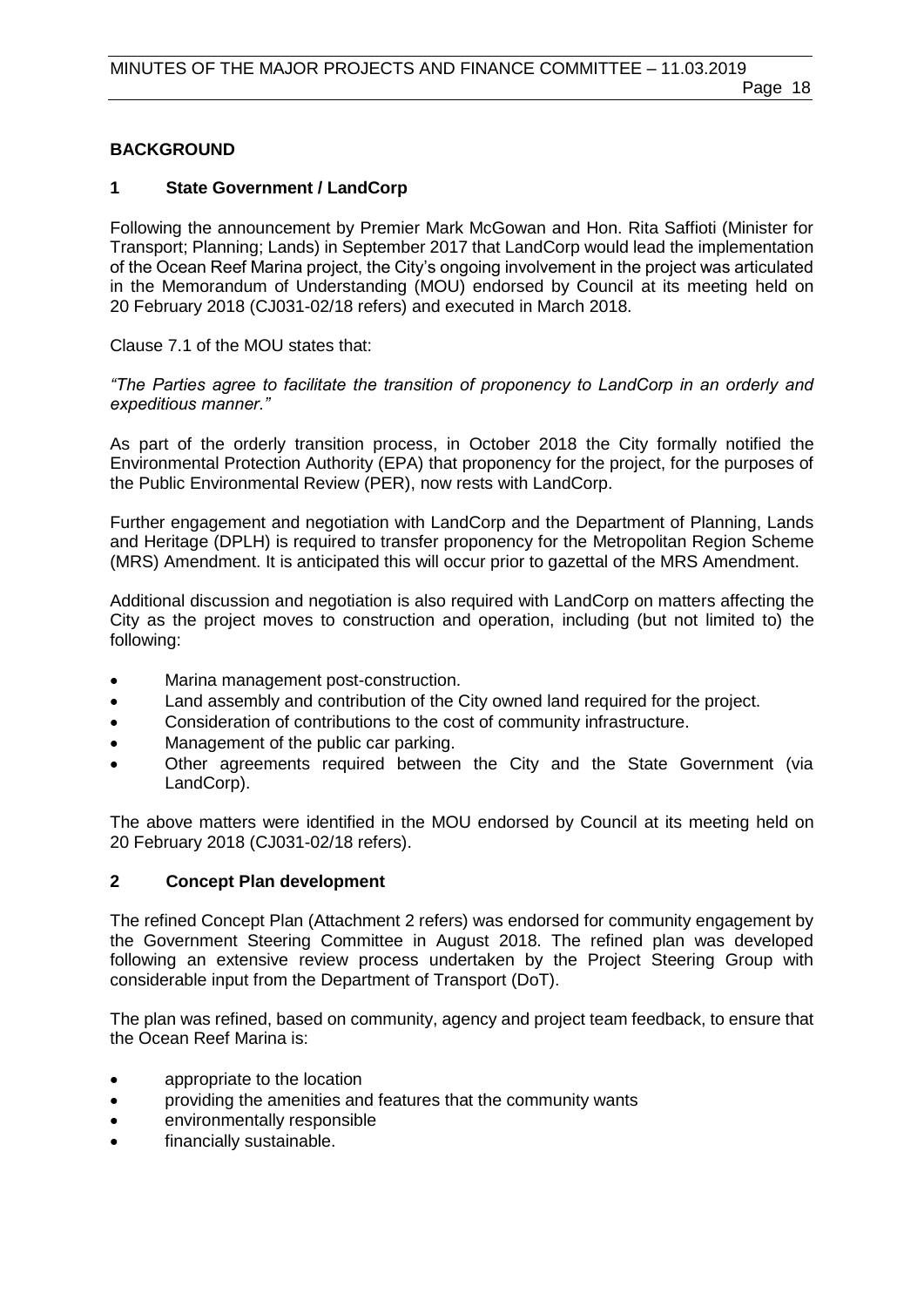## BACKGROUND

### 1 State Government / LandCorp

Following the announcement by Premier Mark McGowan and Hon. Rita Saffioti (Minister for Transport; Planning; Lands) in September 2017 that LandCorp would lead the implementation of the Ocean Reef Marina project, the City's ongoing involvement in the project was articulated in the Memorandum of Understanding (MOU) endorsed by Council at its meeting held on 20 February 2018 (CJ031-02/18 refers) and executed in March 2018.

Clause 7.1 of the MOU states that:

*"The Parties agree to facilitate the transition of proponency to LandCorp in an orderly and expeditious manner."*

As part of the orderly transition process, in October 2018 the City formally notified the Environmental Protection Authority (EPA) that proponency for the project, for the purposes of the Public Environmental Review (PER), now rests with LandCorp.

Further engagement and negotiation with LandCorp and the Department of Planning, Lands and Heritage (DPLH) is required to transfer proponency for the Metropolitan Region Scheme (MRS) Amendment. It is anticipated this will occur prior to gazettal of the MRS Amendment.

Additional discussion and negotiation is also required with LandCorp on matters affecting the City as the project moves to construction and operation, including (but not limited to) the following:

- Marina management post-construction.
- Land assembly and contribution of the City owned land required for the project.
- Consideration of contributions to the cost of community infrastructure.
- Management of the public car parking.
- Other agreements required between the City and the State Government (via LandCorp).

The above matters were identified in the MOU endorsed by Council at its meeting held on 20 February 2018 (CJ031-02/18 refers).

### 2 Concept Plan development

The refined Concept Plan (Attachment 2 refers) was endorsed for community engagement by the Government Steering Committee in August 2018. The refined plan was developed following an extensive review process undertaken by the Project Steering Group with considerable input from the Department of Transport (DoT).

The plan was refined, based on community, agency and project team feedback, to ensure that the Ocean Reef Marina is:

- appropriate to the location
- providing the amenities and features that the community wants
- environmentally responsible
- financially sustainable.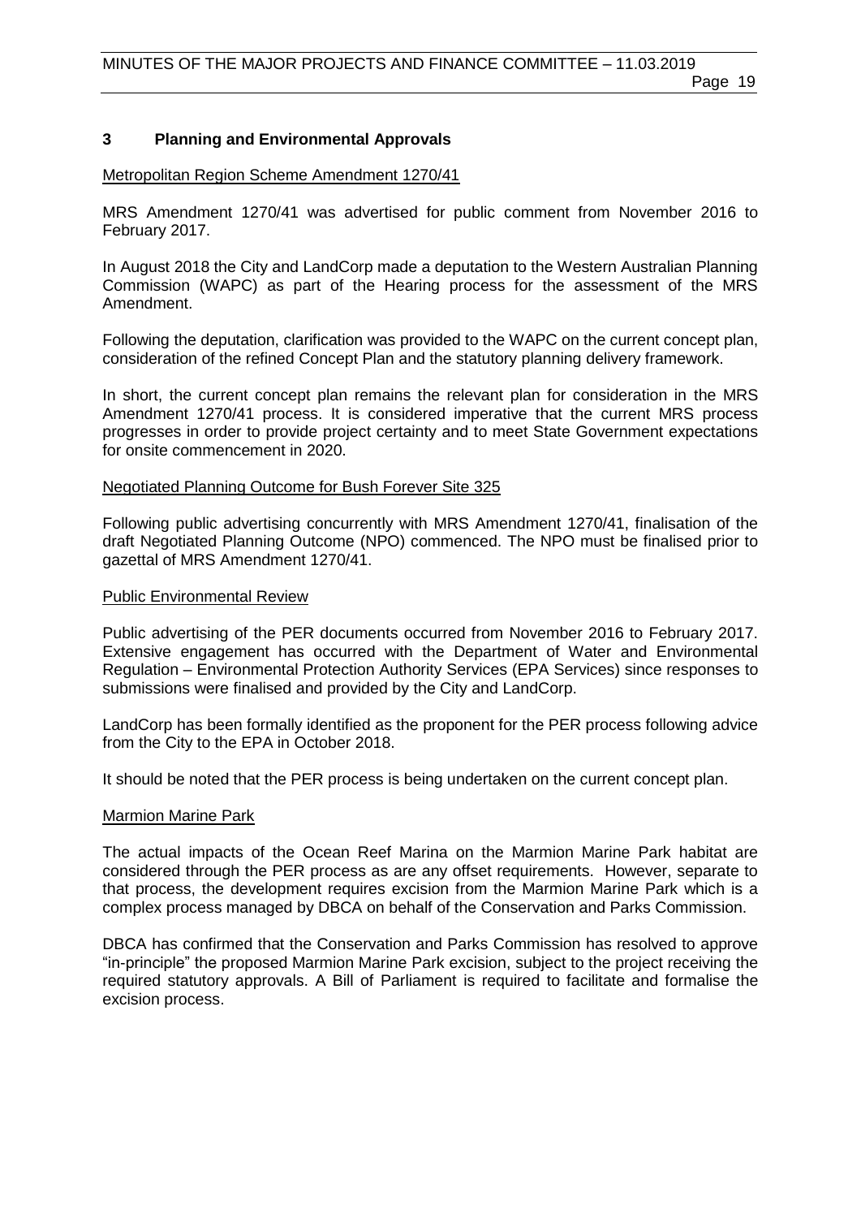## 3 Planning and Environmental Approvals

Metropolitan Region Scheme Amendment 1270/41

MRS Amendment 1270/41 was advertised for public comment from November 2016 to February 2017.

In August 2018 the City and LandCorp made a deputation to the Western Australian Planning Commission (WAPC) as part of the Hearing process for the assessment of the MRS Amendment.

Following the deputation, clarification was provided to the WAPC on the current concept plan, consideration of the refined Concept Plan and the statutory planning delivery framework.

In short, the current concept plan remains the relevant plan for consideration in the MRS Amendment 1270/41 process. It is considered imperative that the current MRS process progresses in order to provide project certainty and to meet State Government expectations for onsite commencement in 2020.

Negotiated Planning Outcome for Bush Forever Site 325

Following public advertising concurrently with MRS Amendment 1270/41, finalisation of the draft Negotiated Planning Outcome (NPO) commenced. The NPO must be finalised prior to gazettal of MRS Amendment 1270/41.

Public Environmental Review

Public advertising of the PER documents occurred from November 2016 to February 2017. Extensive engagement has occurred with the Department of Water and Environmental Regulation – Environmental Protection Authority Services (EPA Services) since responses to submissions were finalised and provided by the City and LandCorp.

LandCorp has been formally identified as the proponent for the PER process following advice from the City to the EPA in October 2018.

It should be noted that the PER process is being undertaken on the current concept plan.

Marmion Marine Park

The actual impacts of the Ocean Reef Marina on the Marmion Marine Park habitat are considered through the PER process as are any offset requirements. However, separate to that process, the development requires excision from the Marmion Marine Park which is a complex process managed by DBCA on behalf of the Conservation and Parks Commission.

DBCA has confirmed that the Conservation and Parks Commission has resolved to approve "in-principle" the proposed Marmion Marine Park excision, subject to the project receiving the required statutory approvals. A Bill of Parliament is required to facilitate and formalise the excision process.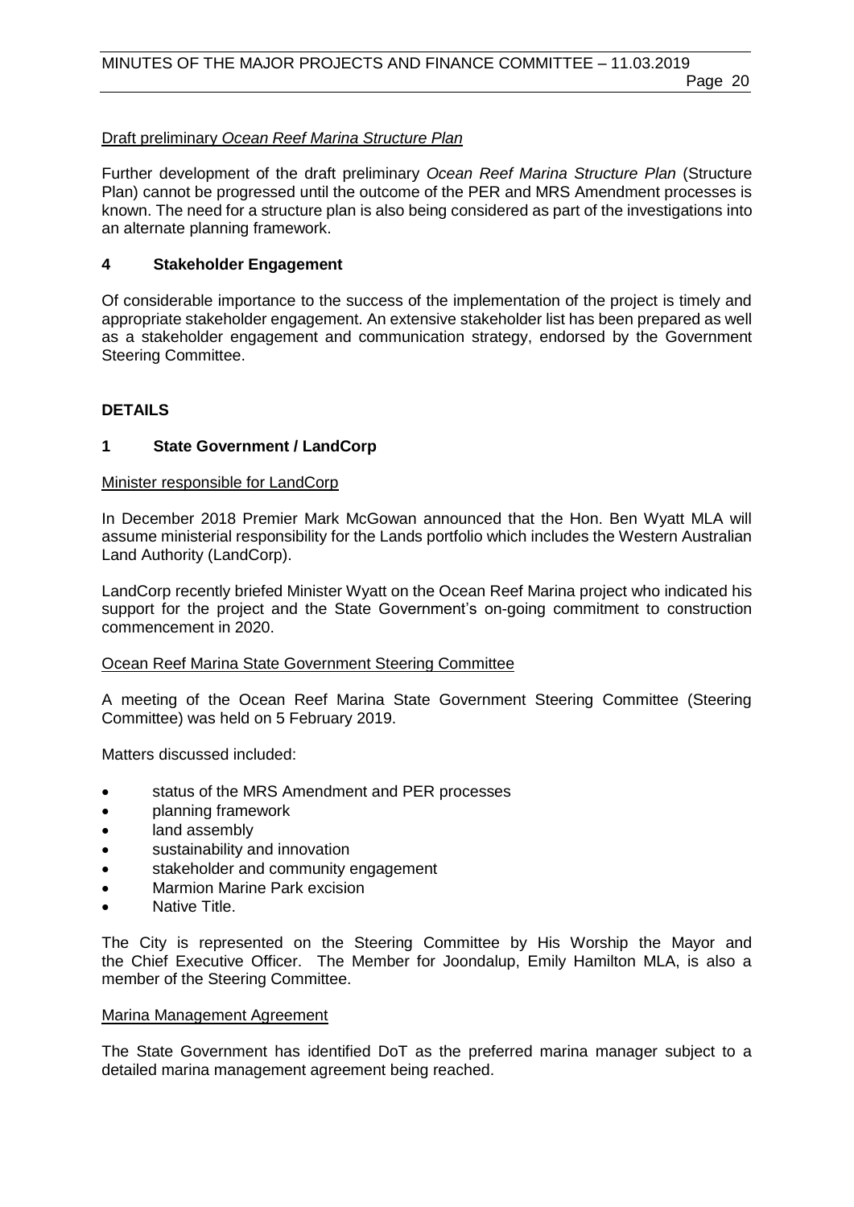Draft preliminary *Ocean Reef Marina Structure Plan*

Further development of the draft preliminary *Ocean Reef Marina Structure Plan* (Structure Plan) cannot be progressed until the outcome of the PER and MRS Amendment processes is known. The need for a structure plan is also being considered as part of the investigations into an alternate planning framework.

### 4 Stakeholder Engagement

Of considerable importance to the success of the implementation of the project is timely and appropriate stakeholder engagement. An extensive stakeholder list has been prepared as well as a stakeholder engagement and communication strategy, endorsed by the Government Steering Committee.

## DETAILS

### 1 State Government / LandCorp

Minister responsible for LandCorp

In December 2018 Premier Mark McGowan announced that the Hon. Ben Wyatt MLA will assume ministerial responsibility for the Lands portfolio which includes the Western Australian Land Authority (LandCorp).

LandCorp recently briefed Minister Wyatt on the Ocean Reef Marina project who indicated his support for the project and the State Government's on-going commitment to construction commencement in 2020.

Ocean Reef Marina State Government Steering Committee

A meeting of the Ocean Reef Marina State Government Steering Committee (Steering Committee) was held on 5 February 2019.

Matters discussed included:

- status of the MRS Amendment and PER processes
- planning framework
- land assembly
- sustainability and innovation
- stakeholder and community engagement
- Marmion Marine Park excision
- Native Title.

The City is represented on the Steering Committee by His Worship the Mayor and the Chief Executive Officer. The Member for Joondalup, Emily Hamilton MLA, is also a member of the Steering Committee.

Marina Management Agreement

The State Government has identified DoT as the preferred marina manager subject to a detailed marina management agreement being reached.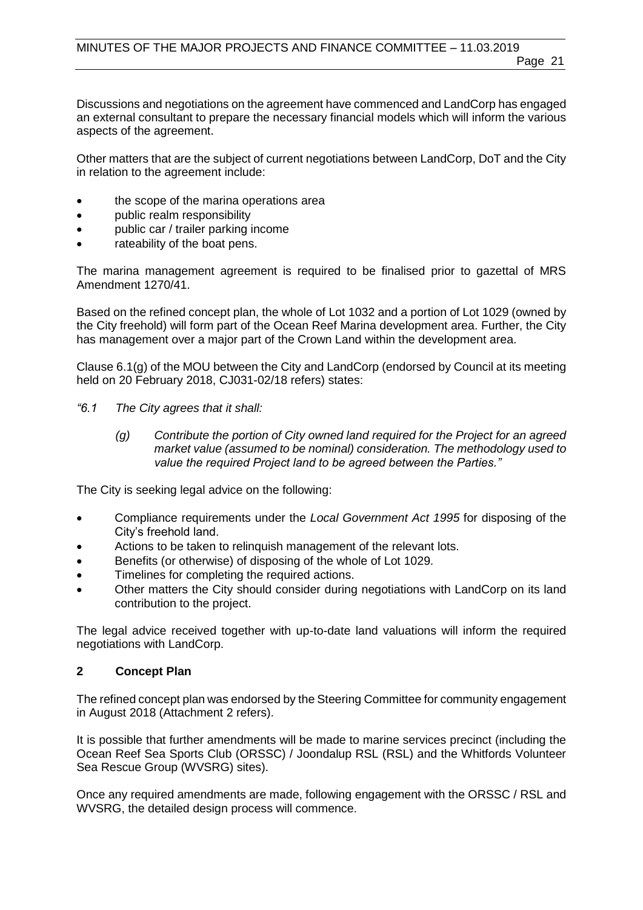Discussions and negotiations on the agreement have commenced and LandCorp has engaged an external consultant to prepare the necessary financial models which will inform the various aspects of the agreement.

Other matters that are the subject of current negotiations between LandCorp, DoT and the City in relation to the agreement include:

- the scope of the marina operations area
- public realm responsibility
- public car / trailer parking income
- rateability of the boat pens.

The marina management agreement is required to be finalised prior to gazettal of MRS Amendment 1270/41.

Based on the refined concept plan, the whole of Lot 1032 and a portion of Lot 1029 (owned by the City freehold) will form part of the Ocean Reef Marina development area. Further, the City has management over a major part of the Crown Land within the development area.

Clause 6.1(g) of the MOU between the City and LandCorp (endorsed by Council at its meeting held on 20 February 2018, CJ031-02/18 refers) states:

*"6.1 The City agrees that it shall:*

> *(g) Contribute the portion of City owned land required for the Project for an agreed market value (assumed to be nominal) consideration. The methodology used to value the required Project land to be agreed between the Parties."*

The City is seeking legal advice on the following:

- Compliance requirements under the *Local Government Act 1995* for disposing of the City's freehold land.
- Actions to be taken to relinquish management of the relevant lots.
- Benefits (or otherwise) of disposing of the whole of Lot 1029.
- Timelines for completing the required actions.
- Other matters the City should consider during negotiations with LandCorp on its land contribution to the project.

The legal advice received together with up-to-date land valuations will inform the required negotiations with LandCorp.

## 2 Concept Plan

The refined concept plan was endorsed by the Steering Committee for community engagement in August 2018 (Attachment 2 refers).

It is possible that further amendments will be made to marine services precinct (including the Ocean Reef Sea Sports Club (ORSSC) / Joondalup RSL (RSL) and the Whitfords Volunteer Sea Rescue Group (WVSRG) sites).

Once any required amendments are made, following engagement with the ORSSC / RSL and WVSRG, the detailed design process will commence.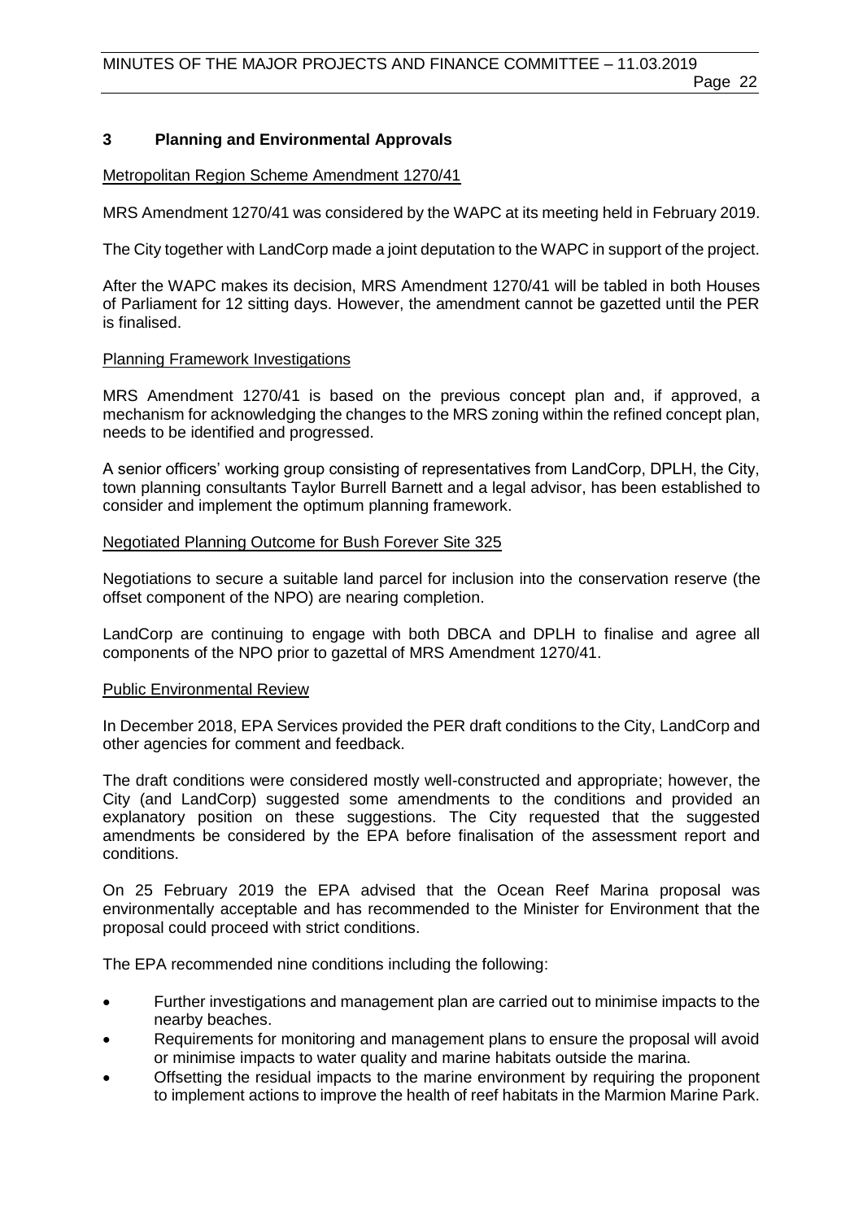## 3 Planning and Environmental Approvals

### Metropolitan Region Scheme Amendment 1270/41

MRS Amendment 1270/41 was considered by the WAPC at its meeting held in February 2019.

The City together with LandCorp made a joint deputation to the WAPC in support of the project.

After the WAPC makes its decision, MRS Amendment 1270/41 will be tabled in both Houses of Parliament for 12 sitting days. However, the amendment cannot be gazetted until the PER is finalised.

### Planning Framework Investigations

MRS Amendment 1270/41 is based on the previous concept plan and, if approved, a mechanism for acknowledging the changes to the MRS zoning within the refined concept plan, needs to be identified and progressed.

A senior officers' working group consisting of representatives from LandCorp, DPLH, the City, town planning consultants Taylor Burrell Barnett and a legal advisor, has been established to consider and implement the optimum planning framework.

### Negotiated Planning Outcome for Bush Forever Site 325

Negotiations to secure a suitable land parcel for inclusion into the conservation reserve (the offset component of the NPO) are nearing completion.

LandCorp are continuing to engage with both DBCA and DPLH to finalise and agree all components of the NPO prior to gazettal of MRS Amendment 1270/41.

### Public Environmental Review

In December 2018, EPA Services provided the PER draft conditions to the City, LandCorp and other agencies for comment and feedback.

The draft conditions were considered mostly well-constructed and appropriate; however, the City (and LandCorp) suggested some amendments to the conditions and provided an explanatory position on these suggestions. The City requested that the suggested amendments be considered by the EPA before finalisation of the assessment report and conditions.

On 25 February 2019 the EPA advised that the Ocean Reef Marina proposal was environmentally acceptable and has recommended to the Minister for Environment that the proposal could proceed with strict conditions.

The EPA recommended nine conditions including the following:

- Further investigations and management plan are carried out to minimise impacts to the nearby beaches.
- Requirements for monitoring and management plans to ensure the proposal will avoid or minimise impacts to water quality and marine habitats outside the marina.
- Offsetting the residual impacts to the marine environment by requiring the proponent to implement actions to improve the health of reef habitats in the Marmion Marine Park.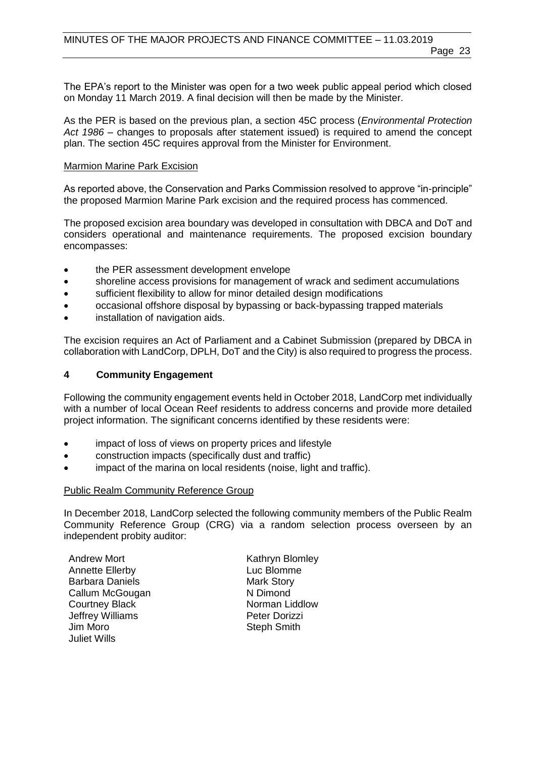The EPA's report to the Minister was open for a two week public appeal period which closed on Monday 11 March 2019. A final decision will then be made by the Minister.

As the PER is based on the previous plan, a section 45C process (*Environmental Protection Act 1986* – changes to proposals after statement issued) is required to amend the concept plan. The section 45C requires approval from the Minister for Environment.

Marmion Marine Park Excision

As reported above, the Conservation and Parks Commission resolved to approve "in-principle" the proposed Marmion Marine Park excision and the required process has commenced.

The proposed excision area boundary was developed in consultation with DBCA and DoT and considers operational and maintenance requirements. The proposed excision boundary encompasses:

- the PER assessment development envelope
- shoreline access provisions for management of wrack and sediment accumulations
- sufficient flexibility to allow for minor detailed design modifications
- occasional offshore disposal by bypassing or back-bypassing trapped materials
- installation of navigation aids.

The excision requires an Act of Parliament and a Cabinet Submission (prepared by DBCA in collaboration with LandCorp, DPLH, DoT and the City) is also required to progress the process.

## 4 Community Engagement

Following the community engagement events held in October 2018, LandCorp met individually with a number of local Ocean Reef residents to address concerns and provide more detailed project information. The significant concerns identified by these residents were:

- impact of loss of views on property prices and lifestyle
- construction impacts (specifically dust and traffic)
- impact of the marina on local residents (noise, light and traffic).

Public Realm Community Reference Group

In December 2018, LandCorp selected the following community members of the Public Realm Community Reference Group (CRG) via a random selection process overseen by an independent probity auditor:

Andrew Mort
Annette Ellerby
Barbara Daniels
Callum McGougan
Courtney Black
Jeffrey Williams
Jim Moro
Juliet Wills
Kathryn Blomley
Luc Blomme
Mark Story
N Dimond
Norman Liddlow
Peter Dorizzi
Steph Smith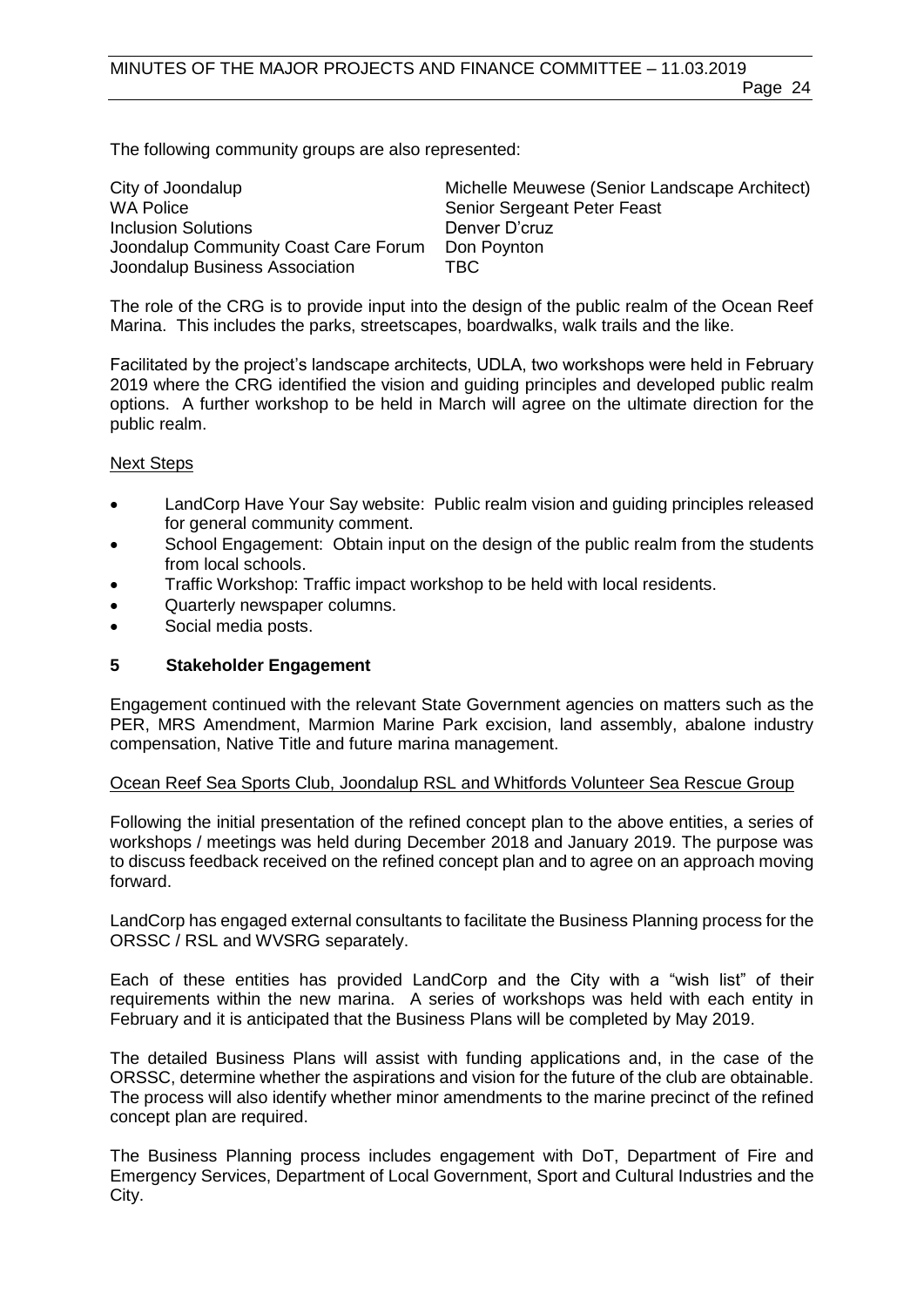The following community groups are also represented:

| | |
|---|---|
| City of Joondalup | Michelle Meuwese (Senior Landscape Architect) |
| WA Police | Senior Sergeant Peter Feast |
| Inclusion Solutions | Denver D'cruz |
| Joondalup Community Coast Care Forum | Don Poynton |
| Joondalup Business Association | TBC |

The role of the CRG is to provide input into the design of the public realm of the Ocean Reef Marina. This includes the parks, streetscapes, boardwalks, walk trails and the like.

Facilitated by the project's landscape architects, UDLA, two workshops were held in February 2019 where the CRG identified the vision and guiding principles and developed public realm options. A further workshop to be held in March will agree on the ultimate direction for the public realm.

Next Steps

- LandCorp Have Your Say website: Public realm vision and guiding principles released for general community comment.
- School Engagement: Obtain input on the design of the public realm from the students from local schools.
- Traffic Workshop: Traffic impact workshop to be held with local residents.
- Quarterly newspaper columns.
- Social media posts.

## 5 Stakeholder Engagement

Engagement continued with the relevant State Government agencies on matters such as the PER, MRS Amendment, Marmion Marine Park excision, land assembly, abalone industry compensation, Native Title and future marina management.

Ocean Reef Sea Sports Club, Joondalup RSL and Whitfords Volunteer Sea Rescue Group

Following the initial presentation of the refined concept plan to the above entities, a series of workshops / meetings was held during December 2018 and January 2019. The purpose was to discuss feedback received on the refined concept plan and to agree on an approach moving forward.

LandCorp has engaged external consultants to facilitate the Business Planning process for the ORSSC / RSL and WVSRG separately.

Each of these entities has provided LandCorp and the City with a "wish list" of their requirements within the new marina. A series of workshops was held with each entity in February and it is anticipated that the Business Plans will be completed by May 2019.

The detailed Business Plans will assist with funding applications and, in the case of the ORSSC, determine whether the aspirations and vision for the future of the club are obtainable. The process will also identify whether minor amendments to the marine precinct of the refined concept plan are required.

The Business Planning process includes engagement with DoT, Department of Fire and Emergency Services, Department of Local Government, Sport and Cultural Industries and the City.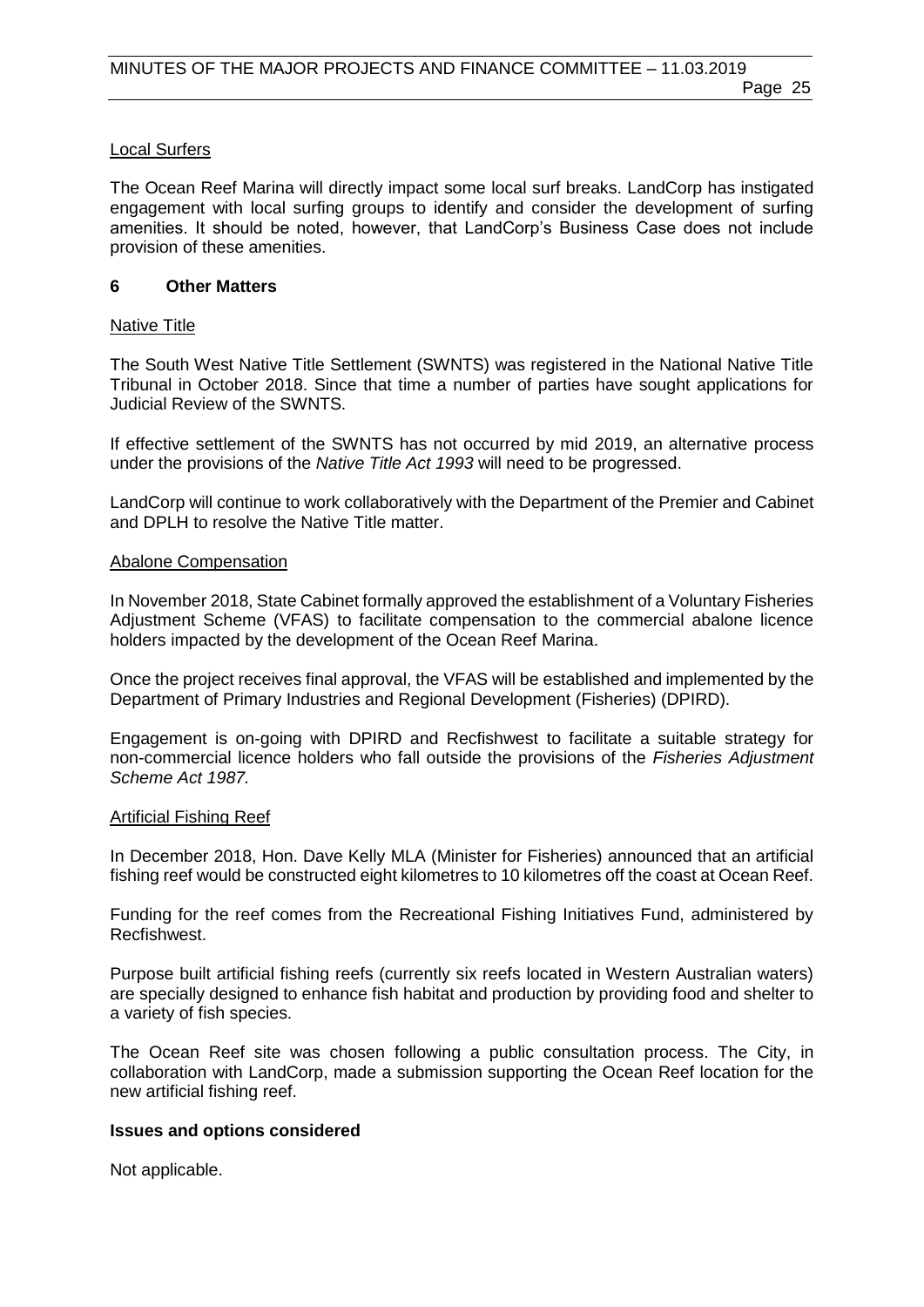Local Surfers

The Ocean Reef Marina will directly impact some local surf breaks. LandCorp has instigated engagement with local surfing groups to identify and consider the development of surfing amenities. It should be noted, however, that LandCorp's Business Case does not include provision of these amenities.

## 6 Other Matters

Native Title

The South West Native Title Settlement (SWNTS) was registered in the National Native Title Tribunal in October 2018. Since that time a number of parties have sought applications for Judicial Review of the SWNTS.

If effective settlement of the SWNTS has not occurred by mid 2019, an alternative process under the provisions of the *Native Title Act 1993* will need to be progressed.

LandCorp will continue to work collaboratively with the Department of the Premier and Cabinet and DPLH to resolve the Native Title matter.

Abalone Compensation

In November 2018, State Cabinet formally approved the establishment of a Voluntary Fisheries Adjustment Scheme (VFAS) to facilitate compensation to the commercial abalone licence holders impacted by the development of the Ocean Reef Marina.

Once the project receives final approval, the VFAS will be established and implemented by the Department of Primary Industries and Regional Development (Fisheries) (DPIRD).

Engagement is on-going with DPIRD and Recfishwest to facilitate a suitable strategy for non-commercial licence holders who fall outside the provisions of the *Fisheries Adjustment Scheme Act 1987.*

Artificial Fishing Reef

In December 2018, Hon. Dave Kelly MLA (Minister for Fisheries) announced that an artificial fishing reef would be constructed eight kilometres to 10 kilometres off the coast at Ocean Reef.

Funding for the reef comes from the Recreational Fishing Initiatives Fund, administered by Recfishwest.

Purpose built artificial fishing reefs (currently six reefs located in Western Australian waters) are specially designed to enhance fish habitat and production by providing food and shelter to a variety of fish species.

The Ocean Reef site was chosen following a public consultation process. The City, in collaboration with LandCorp, made a submission supporting the Ocean Reef location for the new artificial fishing reef.

**Issues and options considered**

Not applicable.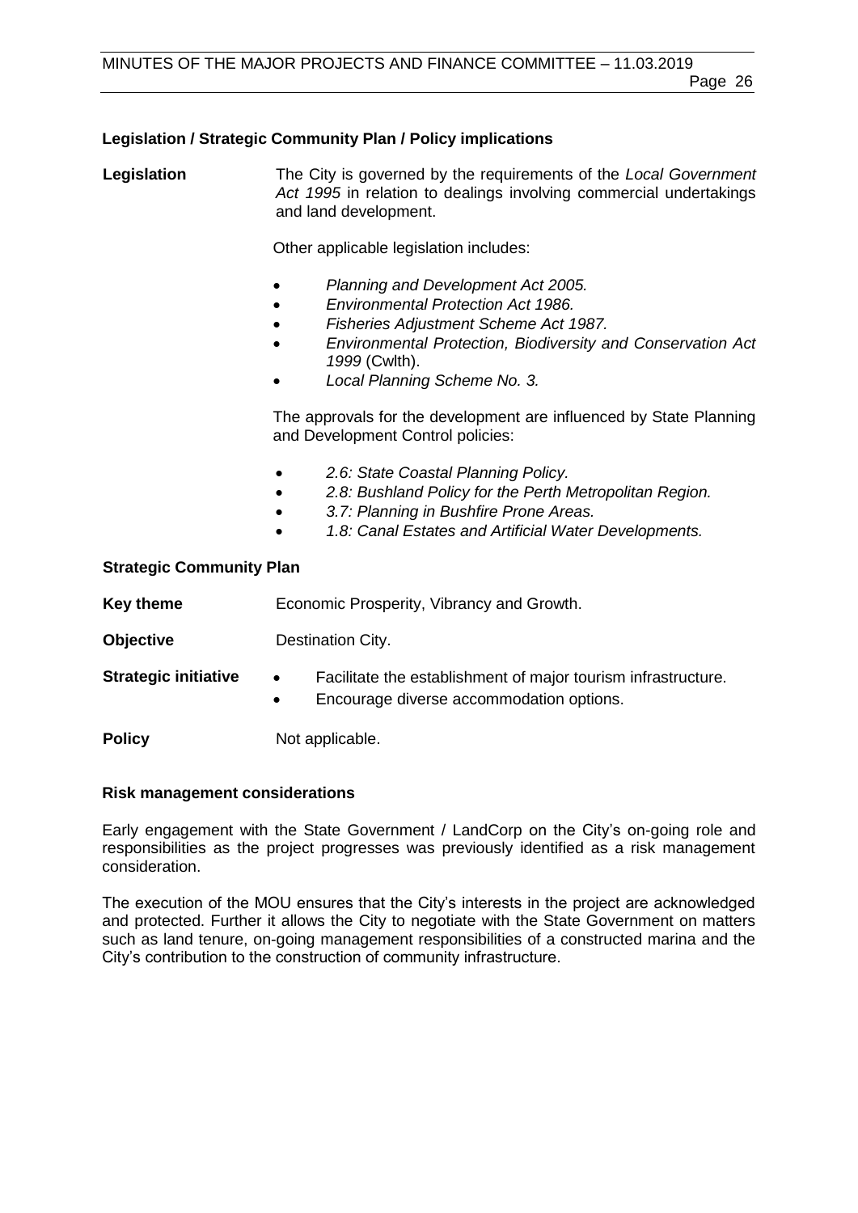### Legislation / Strategic Community Plan / Policy implications

**Legislation**

The City is governed by the requirements of the *Local Government Act 1995* in relation to dealings involving commercial undertakings and land development.

Other applicable legislation includes:

- *Planning and Development Act 2005.*
- *Environmental Protection Act 1986.*
- *Fisheries Adjustment Scheme Act 1987.*
- *Environmental Protection, Biodiversity and Conservation Act 1999* (Cwlth).
- *Local Planning Scheme No. 3.*

The approvals for the development are influenced by State Planning and Development Control policies:

- *2.6: State Coastal Planning Policy.*
- *2.8: Bushland Policy for the Perth Metropolitan Region.*
- *3.7: Planning in Bushfire Prone Areas.*
- *1.8: Canal Estates and Artificial Water Developments.*

**Strategic Community Plan**

**Key theme** Economic Prosperity, Vibrancy and Growth.

**Objective** Destination City.

**Strategic initiative**

- Facilitate the establishment of major tourism infrastructure.
- Encourage diverse accommodation options.

**Policy** Not applicable.

### Risk management considerations

Early engagement with the State Government / LandCorp on the City's on-going role and responsibilities as the project progresses was previously identified as a risk management consideration.

The execution of the MOU ensures that the City's interests in the project are acknowledged and protected. Further it allows the City to negotiate with the State Government on matters such as land tenure, on-going management responsibilities of a constructed marina and the City's contribution to the construction of community infrastructure.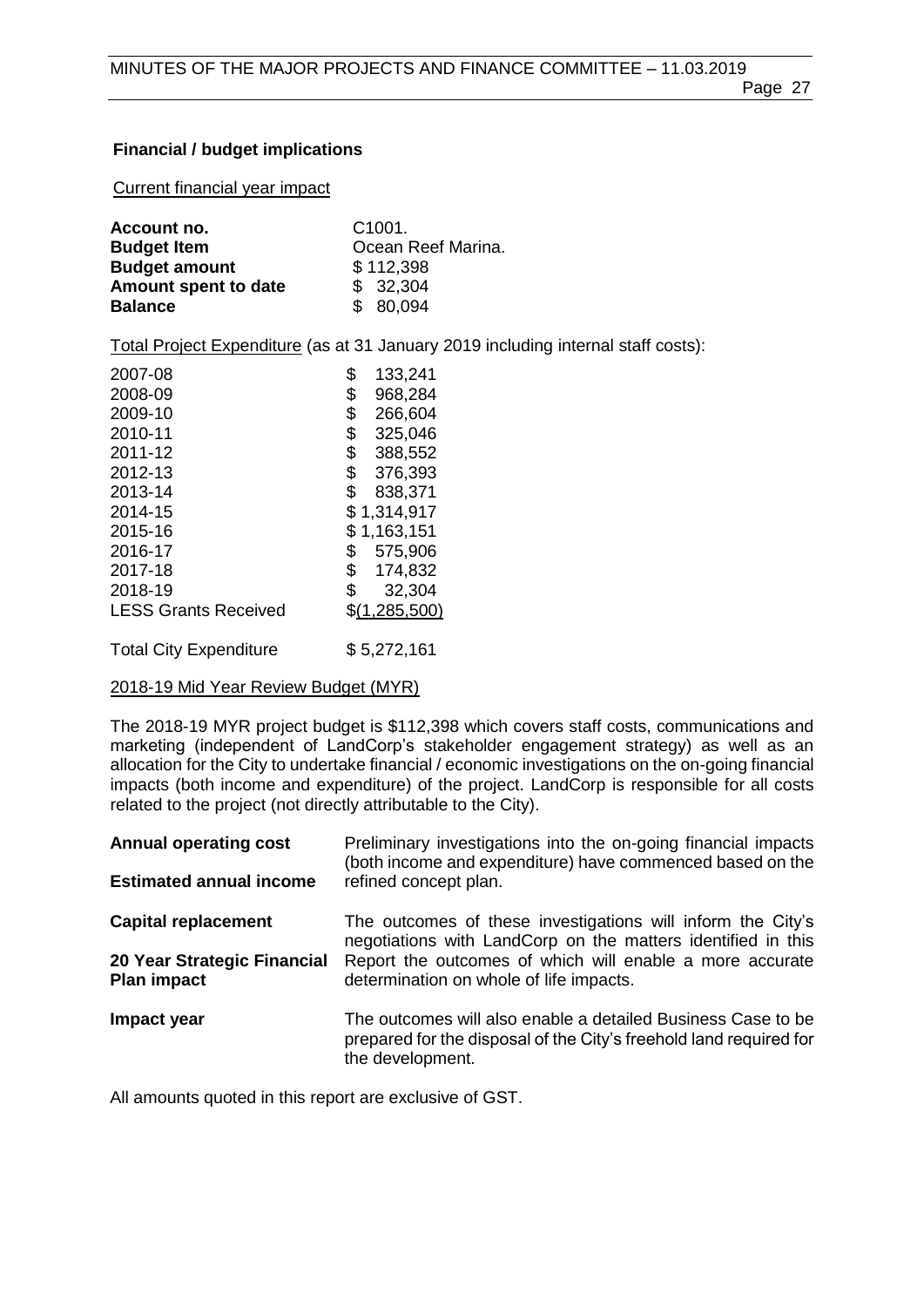**Financial / budget implications**

Current financial year impact

| | |
|---|---|
| **Account no.** | C1001. |
| **Budget Item** | Ocean Reef Marina. |
| **Budget amount** | $ 112,398 |
| **Amount spent to date** | $ 32,304 |
| **Balance** | $ 80,094 |

Total Project Expenditure (as at 31 January 2019 including internal staff costs):

| | |
|---|---|
| 2007-08 | $ 133,241 |
| 2008-09 | $ 968,284 |
| 2009-10 | $ 266,604 |
| 2010-11 | $ 325,046 |
| 2011-12 | $ 388,552 |
| 2012-13 | $ 376,393 |
| 2013-14 | $ 838,371 |
| 2014-15 | $ 1,314,917 |
| 2015-16 | $ 1,163,151 |
| 2016-17 | $ 575,906 |
| 2017-18 | $ 174,832 |
| 2018-19 | $ 32,304 |
| LESS Grants Received | $(1,285,500) |
| Total City Expenditure | $ 5,272,161 |

2018-19 Mid Year Review Budget (MYR)

The 2018-19 MYR project budget is $112,398 which covers staff costs, communications and marketing (independent of LandCorp's stakeholder engagement strategy) as well as an allocation for the City to undertake financial / economic investigations on the on-going financial impacts (both income and expenditure) of the project. LandCorp is responsible for all costs related to the project (not directly attributable to the City).

| | |
|---|---|
| **Annual operating cost** | Preliminary investigations into the on-going financial impacts (both income and expenditure) have commenced based on the refined concept plan. |
| **Estimated annual income** | |
| **Capital replacement** | The outcomes of these investigations will inform the City's negotiations with LandCorp on the matters identified in this Report the outcomes of which will enable a more accurate determination on whole of life impacts. |
| **20 Year Strategic Financial Plan impact** | |
| **Impact year** | The outcomes will also enable a detailed Business Case to be prepared for the disposal of the City's freehold land required for the development. |

All amounts quoted in this report are exclusive of GST.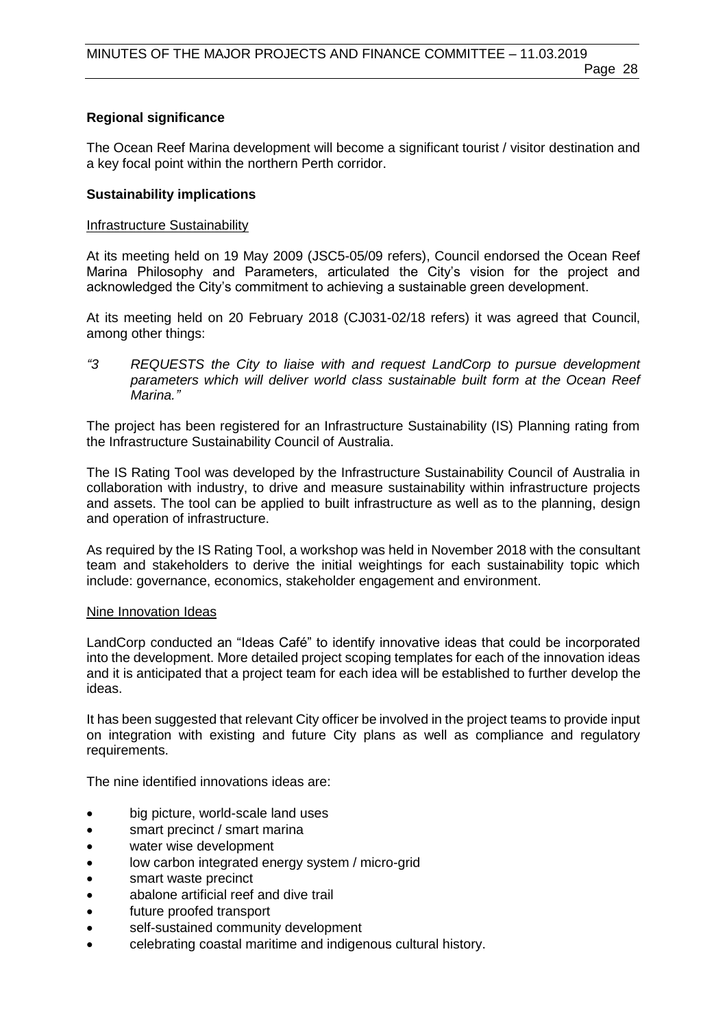**Regional significance**

The Ocean Reef Marina development will become a significant tourist / visitor destination and a key focal point within the northern Perth corridor.

**Sustainability implications**

Infrastructure Sustainability

At its meeting held on 19 May 2009 (JSC5-05/09 refers), Council endorsed the Ocean Reef Marina Philosophy and Parameters, articulated the City's vision for the project and acknowledged the City's commitment to achieving a sustainable green development.

At its meeting held on 20 February 2018 (CJ031-02/18 refers) it was agreed that Council, among other things:

*"3 REQUESTS the City to liaise with and request LandCorp to pursue development parameters which will deliver world class sustainable built form at the Ocean Reef Marina."*

The project has been registered for an Infrastructure Sustainability (IS) Planning rating from the Infrastructure Sustainability Council of Australia.

The IS Rating Tool was developed by the Infrastructure Sustainability Council of Australia in collaboration with industry, to drive and measure sustainability within infrastructure projects and assets. The tool can be applied to built infrastructure as well as to the planning, design and operation of infrastructure.

As required by the IS Rating Tool, a workshop was held in November 2018 with the consultant team and stakeholders to derive the initial weightings for each sustainability topic which include: governance, economics, stakeholder engagement and environment.

Nine Innovation Ideas

LandCorp conducted an "Ideas Café" to identify innovative ideas that could be incorporated into the development. More detailed project scoping templates for each of the innovation ideas and it is anticipated that a project team for each idea will be established to further develop the ideas.

It has been suggested that relevant City officer be involved in the project teams to provide input on integration with existing and future City plans as well as compliance and regulatory requirements.

The nine identified innovations ideas are:

- big picture, world-scale land uses
- smart precinct / smart marina
- water wise development
- low carbon integrated energy system / micro-grid
- smart waste precinct
- abalone artificial reef and dive trail
- future proofed transport
- self-sustained community development
- celebrating coastal maritime and indigenous cultural history.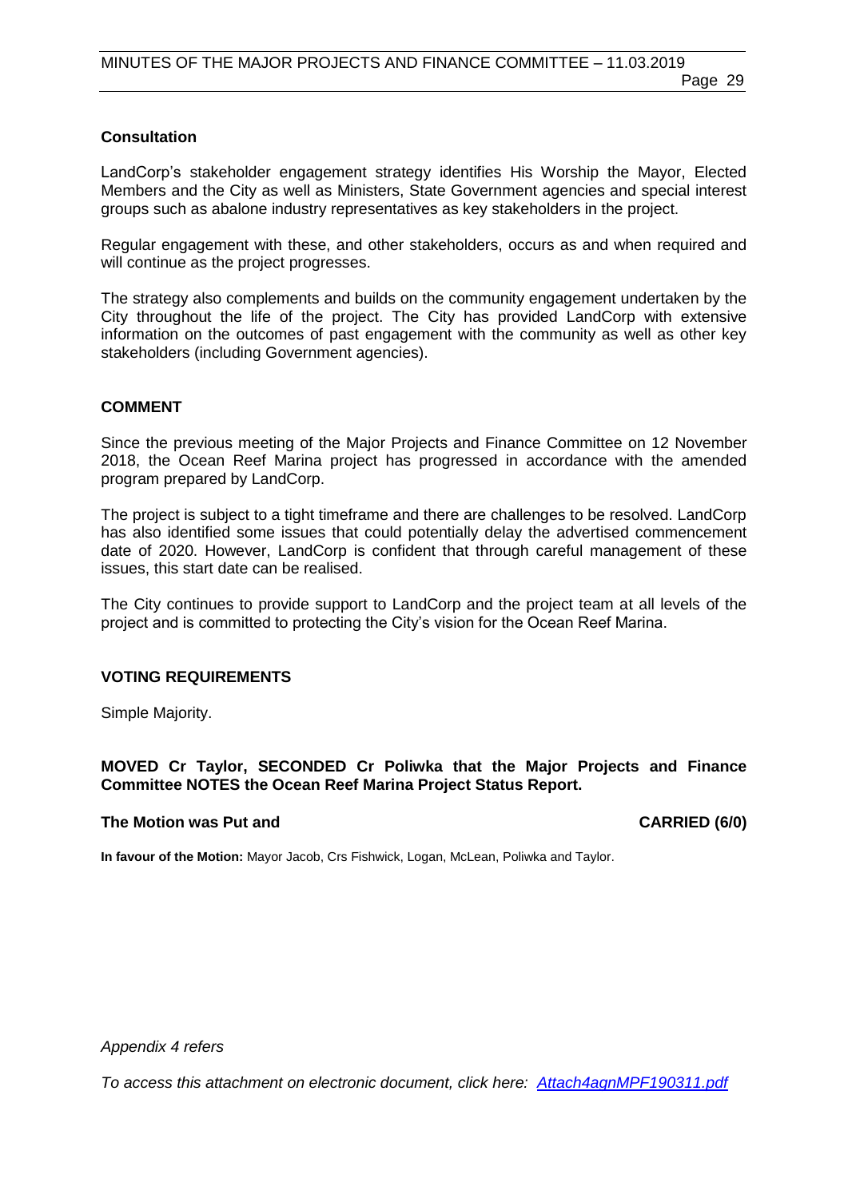**Consultation**

LandCorp's stakeholder engagement strategy identifies His Worship the Mayor, Elected Members and the City as well as Ministers, State Government agencies and special interest groups such as abalone industry representatives as key stakeholders in the project.

Regular engagement with these, and other stakeholders, occurs as and when required and will continue as the project progresses.

The strategy also complements and builds on the community engagement undertaken by the City throughout the life of the project. The City has provided LandCorp with extensive information on the outcomes of past engagement with the community as well as other key stakeholders (including Government agencies).

## COMMENT

Since the previous meeting of the Major Projects and Finance Committee on 12 November 2018, the Ocean Reef Marina project has progressed in accordance with the amended program prepared by LandCorp.

The project is subject to a tight timeframe and there are challenges to be resolved. LandCorp has also identified some issues that could potentially delay the advertised commencement date of 2020. However, LandCorp is confident that through careful management of these issues, this start date can be realised.

The City continues to provide support to LandCorp and the project team at all levels of the project and is committed to protecting the City's vision for the Ocean Reef Marina.

## VOTING REQUIREMENTS

Simple Majority.

**MOVED Cr Taylor, SECONDED Cr Poliwka that the Major Projects and Finance Committee NOTES the Ocean Reef Marina Project Status Report.**

**The Motion was Put and CARRIED (6/0)**

**In favour of the Motion:** Mayor Jacob, Crs Fishwick, Logan, McLean, Poliwka and Taylor.

*Appendix 4 refers*

*To access this attachment on electronic document, click here: Attach4agnMPF190311.pdf*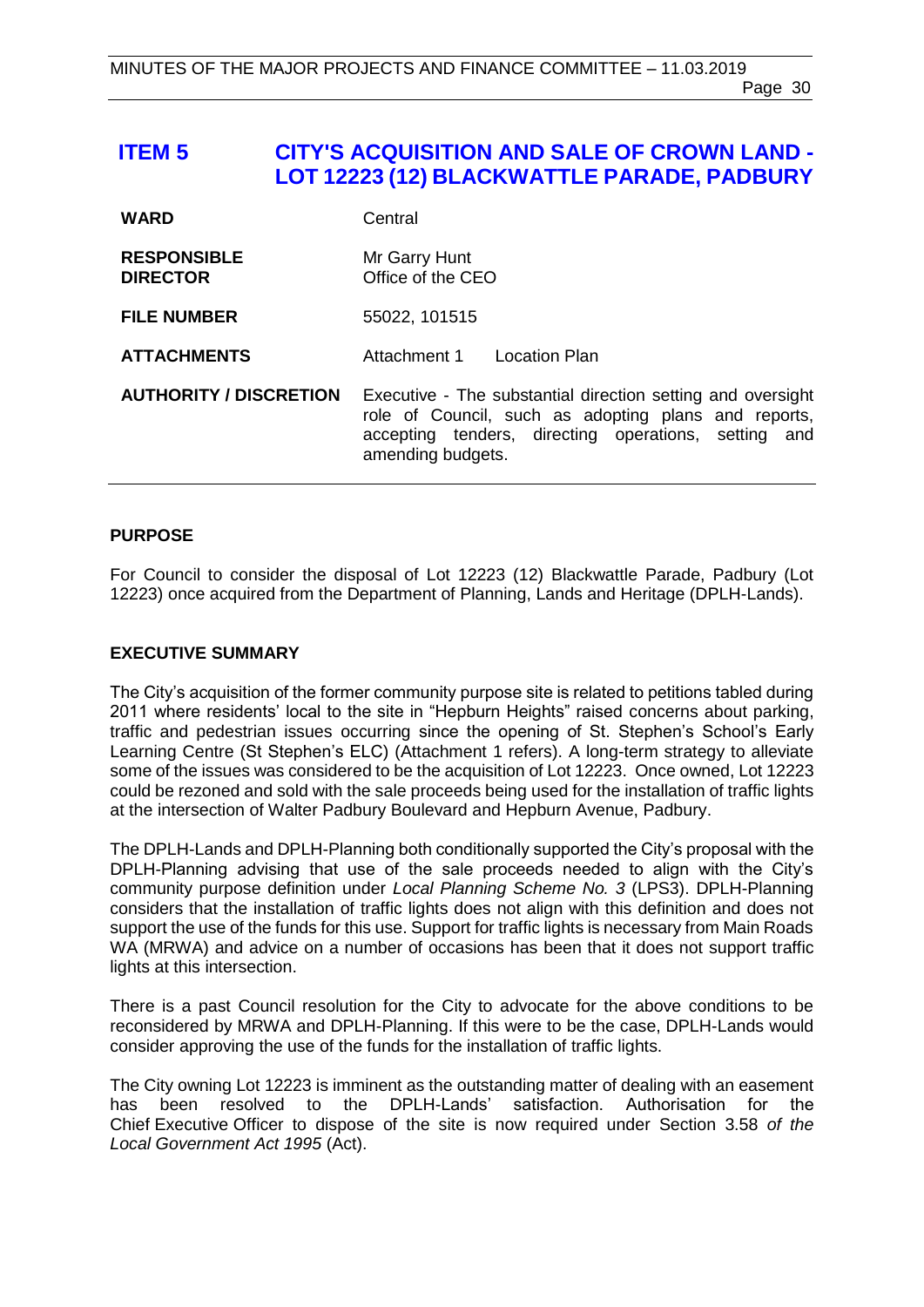# ITEM 5 CITY'S ACQUISITION AND SALE OF CROWN LAND - LOT 12223 (12) BLACKWATTLE PARADE, PADBURY

| | |
|---|---|
| **WARD** | Central |
| **RESPONSIBLE DIRECTOR** | Mr Garry Hunt<br>Office of the CEO |
| **FILE NUMBER** | 55022, 101515 |
| **ATTACHMENTS** | Attachment 1 Location Plan |
| **AUTHORITY / DISCRETION** | Executive - The substantial direction setting and oversight role of Council, such as adopting plans and reports, accepting tenders, directing operations, setting and amending budgets. |

## PURPOSE

For Council to consider the disposal of Lot 12223 (12) Blackwattle Parade, Padbury (Lot 12223) once acquired from the Department of Planning, Lands and Heritage (DPLH-Lands).

## EXECUTIVE SUMMARY

The City's acquisition of the former community purpose site is related to petitions tabled during 2011 where residents' local to the site in "Hepburn Heights" raised concerns about parking, traffic and pedestrian issues occurring since the opening of St. Stephen's School's Early Learning Centre (St Stephen's ELC) (Attachment 1 refers). A long-term strategy to alleviate some of the issues was considered to be the acquisition of Lot 12223. Once owned, Lot 12223 could be rezoned and sold with the sale proceeds being used for the installation of traffic lights at the intersection of Walter Padbury Boulevard and Hepburn Avenue, Padbury.

The DPLH-Lands and DPLH-Planning both conditionally supported the City's proposal with the DPLH-Planning advising that use of the sale proceeds needed to align with the City's community purpose definition under *Local Planning Scheme No. 3* (LPS3). DPLH-Planning considers that the installation of traffic lights does not align with this definition and does not support the use of the funds for this use. Support for traffic lights is necessary from Main Roads WA (MRWA) and advice on a number of occasions has been that it does not support traffic lights at this intersection.

There is a past Council resolution for the City to advocate for the above conditions to be reconsidered by MRWA and DPLH-Planning. If this were to be the case, DPLH-Lands would consider approving the use of the funds for the installation of traffic lights.

The City owning Lot 12223 is imminent as the outstanding matter of dealing with an easement has been resolved to the DPLH-Lands' satisfaction. Authorisation for the Chief Executive Officer to dispose of the site is now required under Section 3.58 *of the Local Government Act 1995* (Act).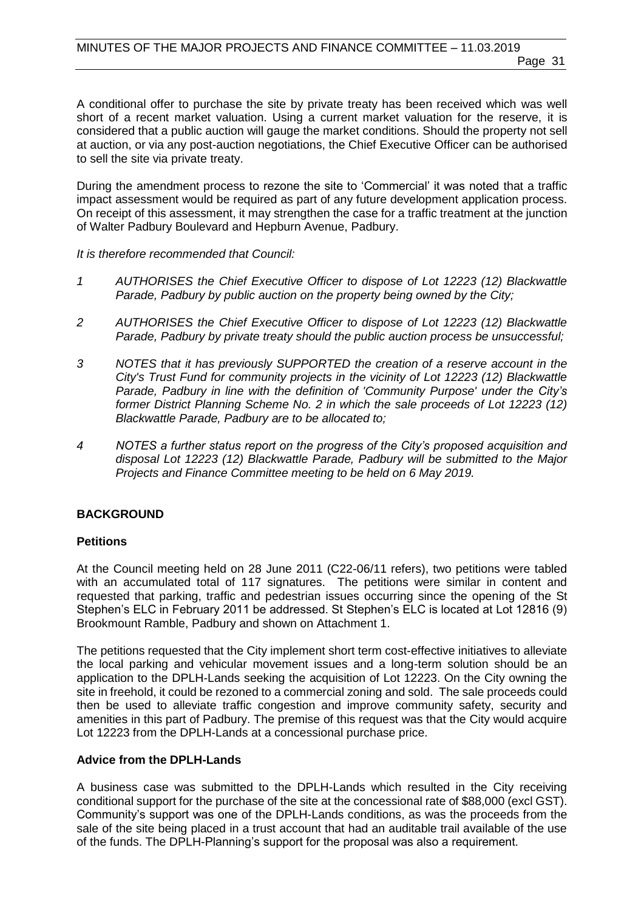A conditional offer to purchase the site by private treaty has been received which was well short of a recent market valuation. Using a current market valuation for the reserve, it is considered that a public auction will gauge the market conditions. Should the property not sell at auction, or via any post-auction negotiations, the Chief Executive Officer can be authorised to sell the site via private treaty.

During the amendment process to rezone the site to 'Commercial' it was noted that a traffic impact assessment would be required as part of any future development application process. On receipt of this assessment, it may strengthen the case for a traffic treatment at the junction of Walter Padbury Boulevard and Hepburn Avenue, Padbury.

*It is therefore recommended that Council:*

1. *AUTHORISES the Chief Executive Officer to dispose of Lot 12223 (12) Blackwattle Parade, Padbury by public auction on the property being owned by the City;*
2. *AUTHORISES the Chief Executive Officer to dispose of Lot 12223 (12) Blackwattle Parade, Padbury by private treaty should the public auction process be unsuccessful;*
3. *NOTES that it has previously SUPPORTED the creation of a reserve account in the City's Trust Fund for community projects in the vicinity of Lot 12223 (12) Blackwattle Parade, Padbury in line with the definition of 'Community Purpose' under the City's former District Planning Scheme No. 2 in which the sale proceeds of Lot 12223 (12) Blackwattle Parade, Padbury are to be allocated to;*
4. *NOTES a further status report on the progress of the City's proposed acquisition and disposal Lot 12223 (12) Blackwattle Parade, Padbury will be submitted to the Major Projects and Finance Committee meeting to be held on 6 May 2019.*

## BACKGROUND

### Petitions

At the Council meeting held on 28 June 2011 (C22-06/11 refers), two petitions were tabled with an accumulated total of 117 signatures. The petitions were similar in content and requested that parking, traffic and pedestrian issues occurring since the opening of the St Stephen's ELC in February 2011 be addressed. St Stephen's ELC is located at Lot 12816 (9) Brookmount Ramble, Padbury and shown on Attachment 1.

The petitions requested that the City implement short term cost-effective initiatives to alleviate the local parking and vehicular movement issues and a long-term solution should be an application to the DPLH-Lands seeking the acquisition of Lot 12223. On the City owning the site in freehold, it could be rezoned to a commercial zoning and sold. The sale proceeds could then be used to alleviate traffic congestion and improve community safety, security and amenities in this part of Padbury. The premise of this request was that the City would acquire Lot 12223 from the DPLH-Lands at a concessional purchase price.

### Advice from the DPLH-Lands

A business case was submitted to the DPLH-Lands which resulted in the City receiving conditional support for the purchase of the site at the concessional rate of $88,000 (excl GST). Community's support was one of the DPLH-Lands conditions, as was the proceeds from the sale of the site being placed in a trust account that had an auditable trail available of the use of the funds. The DPLH-Planning's support for the proposal was also a requirement.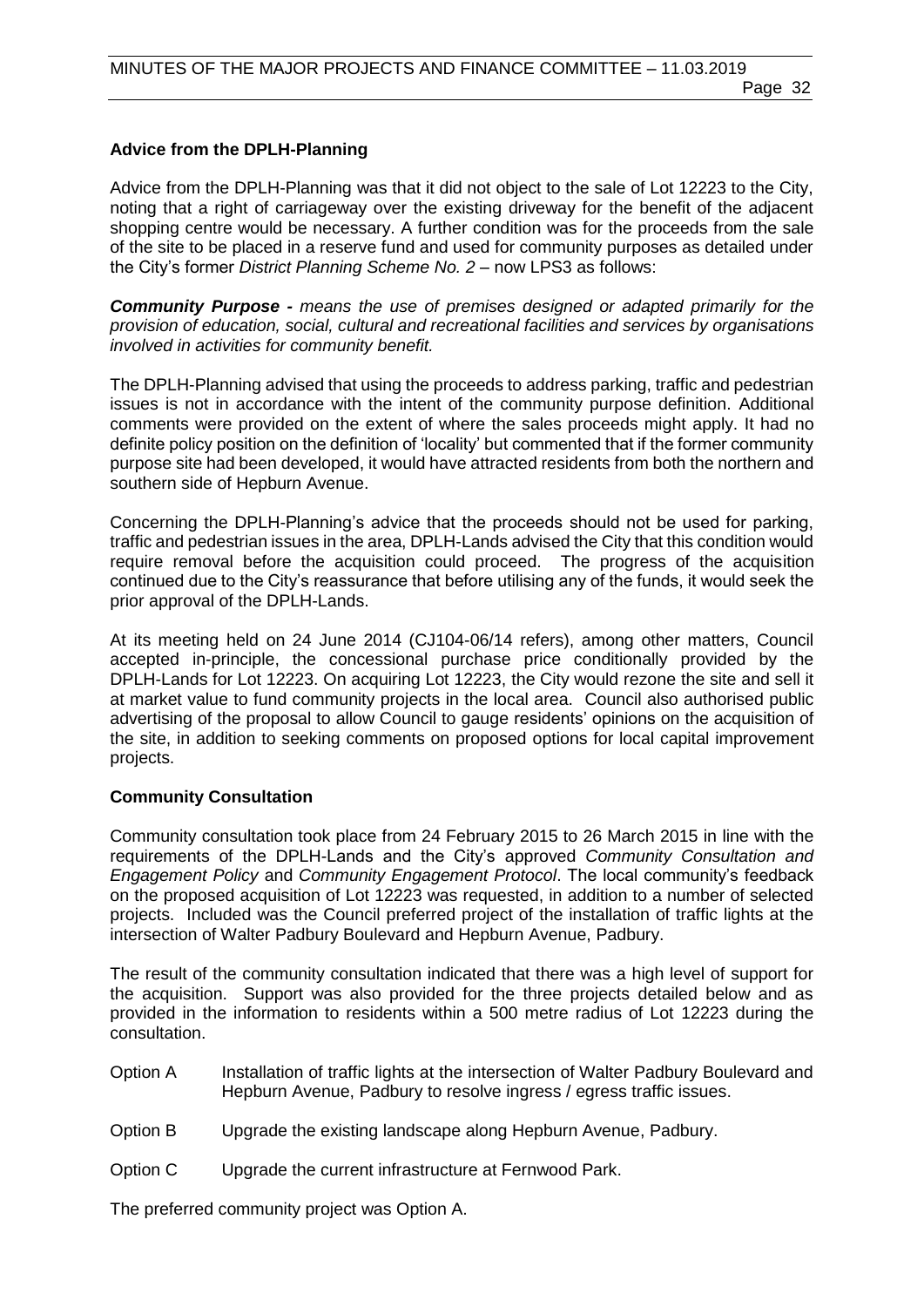**Advice from the DPLH-Planning**

Advice from the DPLH-Planning was that it did not object to the sale of Lot 12223 to the City, noting that a right of carriageway over the existing driveway for the benefit of the adjacent shopping centre would be necessary. A further condition was for the proceeds from the sale of the site to be placed in a reserve fund and used for community purposes as detailed under the City's former *District Planning Scheme No. 2* – now LPS3 as follows:

***Community Purpose -*** *means the use of premises designed or adapted primarily for the provision of education, social, cultural and recreational facilities and services by organisations involved in activities for community benefit.*

The DPLH-Planning advised that using the proceeds to address parking, traffic and pedestrian issues is not in accordance with the intent of the community purpose definition. Additional comments were provided on the extent of where the sales proceeds might apply. It had no definite policy position on the definition of 'locality' but commented that if the former community purpose site had been developed, it would have attracted residents from both the northern and southern side of Hepburn Avenue.

Concerning the DPLH-Planning's advice that the proceeds should not be used for parking, traffic and pedestrian issues in the area, DPLH-Lands advised the City that this condition would require removal before the acquisition could proceed. The progress of the acquisition continued due to the City's reassurance that before utilising any of the funds, it would seek the prior approval of the DPLH-Lands.

At its meeting held on 24 June 2014 (CJ104-06/14 refers), among other matters, Council accepted in-principle, the concessional purchase price conditionally provided by the DPLH-Lands for Lot 12223. On acquiring Lot 12223, the City would rezone the site and sell it at market value to fund community projects in the local area. Council also authorised public advertising of the proposal to allow Council to gauge residents' opinions on the acquisition of the site, in addition to seeking comments on proposed options for local capital improvement projects.

**Community Consultation**

Community consultation took place from 24 February 2015 to 26 March 2015 in line with the requirements of the DPLH-Lands and the City's approved *Community Consultation and Engagement Policy* and *Community Engagement Protocol*. The local community's feedback on the proposed acquisition of Lot 12223 was requested, in addition to a number of selected projects. Included was the Council preferred project of the installation of traffic lights at the intersection of Walter Padbury Boulevard and Hepburn Avenue, Padbury.

The result of the community consultation indicated that there was a high level of support for the acquisition. Support was also provided for the three projects detailed below and as provided in the information to residents within a 500 metre radius of Lot 12223 during the consultation.

Option A Installation of traffic lights at the intersection of Walter Padbury Boulevard and Hepburn Avenue, Padbury to resolve ingress / egress traffic issues.

Option B Upgrade the existing landscape along Hepburn Avenue, Padbury.

Option C Upgrade the current infrastructure at Fernwood Park.

The preferred community project was Option A.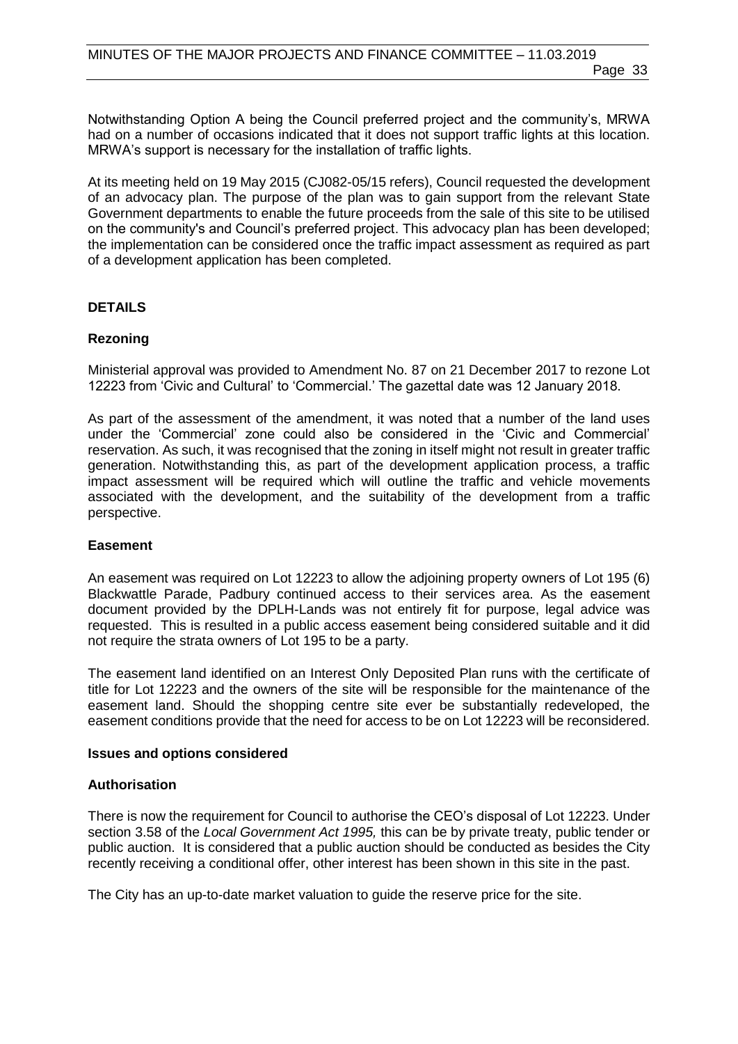Notwithstanding Option A being the Council preferred project and the community's, MRWA had on a number of occasions indicated that it does not support traffic lights at this location. MRWA's support is necessary for the installation of traffic lights.

At its meeting held on 19 May 2015 (CJ082-05/15 refers), Council requested the development of an advocacy plan. The purpose of the plan was to gain support from the relevant State Government departments to enable the future proceeds from the sale of this site to be utilised on the community's and Council's preferred project. This advocacy plan has been developed; the implementation can be considered once the traffic impact assessment as required as part of a development application has been completed.

## DETAILS

### Rezoning

Ministerial approval was provided to Amendment No. 87 on 21 December 2017 to rezone Lot 12223 from 'Civic and Cultural' to 'Commercial.' The gazettal date was 12 January 2018.

As part of the assessment of the amendment, it was noted that a number of the land uses under the 'Commercial' zone could also be considered in the 'Civic and Commercial' reservation. As such, it was recognised that the zoning in itself might not result in greater traffic generation. Notwithstanding this, as part of the development application process, a traffic impact assessment will be required which will outline the traffic and vehicle movements associated with the development, and the suitability of the development from a traffic perspective.

### Easement

An easement was required on Lot 12223 to allow the adjoining property owners of Lot 195 (6) Blackwattle Parade, Padbury continued access to their services area. As the easement document provided by the DPLH-Lands was not entirely fit for purpose, legal advice was requested. This is resulted in a public access easement being considered suitable and it did not require the strata owners of Lot 195 to be a party.

The easement land identified on an Interest Only Deposited Plan runs with the certificate of title for Lot 12223 and the owners of the site will be responsible for the maintenance of the easement land. Should the shopping centre site ever be substantially redeveloped, the easement conditions provide that the need for access to be on Lot 12223 will be reconsidered.

### Issues and options considered

### Authorisation

There is now the requirement for Council to authorise the CEO's disposal of Lot 12223. Under section 3.58 of the *Local Government Act 1995,* this can be by private treaty, public tender or public auction. It is considered that a public auction should be conducted as besides the City recently receiving a conditional offer, other interest has been shown in this site in the past.

The City has an up-to-date market valuation to guide the reserve price for the site.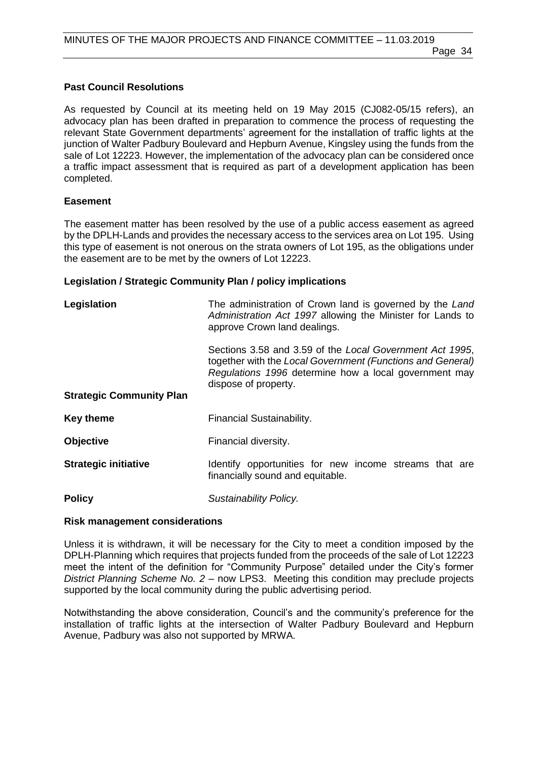**Past Council Resolutions**

As requested by Council at its meeting held on 19 May 2015 (CJ082-05/15 refers), an advocacy plan has been drafted in preparation to commence the process of requesting the relevant State Government departments' agreement for the installation of traffic lights at the junction of Walter Padbury Boulevard and Hepburn Avenue, Kingsley using the funds from the sale of Lot 12223. However, the implementation of the advocacy plan can be considered once a traffic impact assessment that is required as part of a development application has been completed.

**Easement**

The easement matter has been resolved by the use of a public access easement as agreed by the DPLH-Lands and provides the necessary access to the services area on Lot 195. Using this type of easement is not onerous on the strata owners of Lot 195, as the obligations under the easement are to be met by the owners of Lot 12223.

**Legislation / Strategic Community Plan / policy implications**

| | |
|---|---|
| **Legislation** | The administration of Crown land is governed by the *Land Administration Act 1997* allowing the Minister for Lands to approve Crown land dealings.<br><br>Sections 3.58 and 3.59 of the *Local Government Act 1995*, together with the *Local Government (Functions and General) Regulations 1996* determine how a local government may dispose of property. |
| **Strategic Community Plan** | |
| **Key theme** | Financial Sustainability. |
| **Objective** | Financial diversity. |
| **Strategic initiative** | Identify opportunities for new income streams that are financially sound and equitable. |
| **Policy** | *Sustainability Policy.* |

**Risk management considerations**

Unless it is withdrawn, it will be necessary for the City to meet a condition imposed by the DPLH-Planning which requires that projects funded from the proceeds of the sale of Lot 12223 meet the intent of the definition for "Community Purpose" detailed under the City's former *District Planning Scheme No. 2* – now LPS3. Meeting this condition may preclude projects supported by the local community during the public advertising period.

Notwithstanding the above consideration, Council's and the community's preference for the installation of traffic lights at the intersection of Walter Padbury Boulevard and Hepburn Avenue, Padbury was also not supported by MRWA.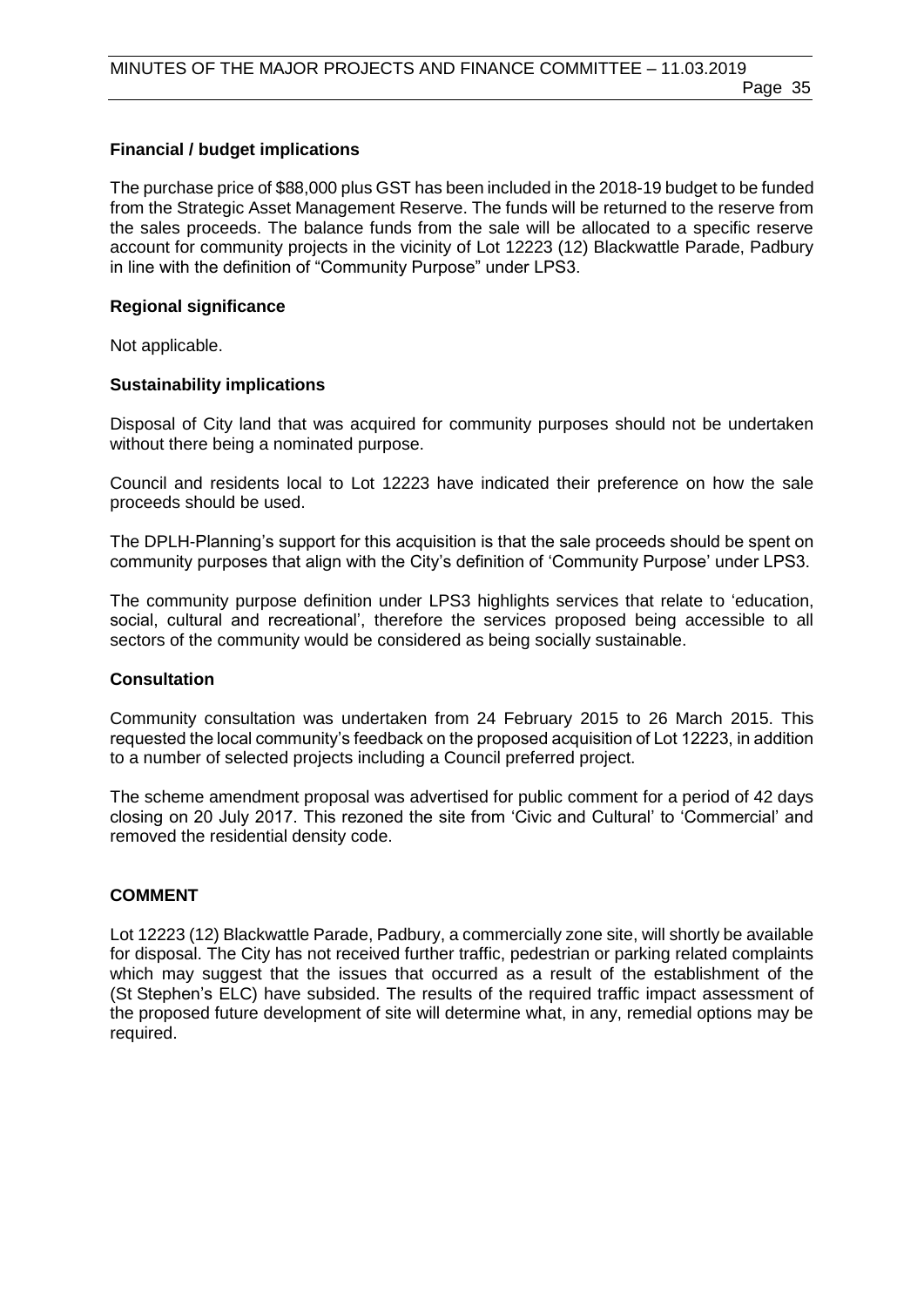**Financial / budget implications**

The purchase price of $88,000 plus GST has been included in the 2018-19 budget to be funded from the Strategic Asset Management Reserve. The funds will be returned to the reserve from the sales proceeds. The balance funds from the sale will be allocated to a specific reserve account for community projects in the vicinity of Lot 12223 (12) Blackwattle Parade, Padbury in line with the definition of "Community Purpose" under LPS3.

**Regional significance**

Not applicable.

**Sustainability implications**

Disposal of City land that was acquired for community purposes should not be undertaken without there being a nominated purpose.

Council and residents local to Lot 12223 have indicated their preference on how the sale proceeds should be used.

The DPLH-Planning's support for this acquisition is that the sale proceeds should be spent on community purposes that align with the City's definition of 'Community Purpose' under LPS3.

The community purpose definition under LPS3 highlights services that relate to 'education, social, cultural and recreational', therefore the services proposed being accessible to all sectors of the community would be considered as being socially sustainable.

**Consultation**

Community consultation was undertaken from 24 February 2015 to 26 March 2015. This requested the local community's feedback on the proposed acquisition of Lot 12223, in addition to a number of selected projects including a Council preferred project.

The scheme amendment proposal was advertised for public comment for a period of 42 days closing on 20 July 2017. This rezoned the site from 'Civic and Cultural' to 'Commercial' and removed the residential density code.

## COMMENT

Lot 12223 (12) Blackwattle Parade, Padbury, a commercially zone site, will shortly be available for disposal. The City has not received further traffic, pedestrian or parking related complaints which may suggest that the issues that occurred as a result of the establishment of the (St Stephen's ELC) have subsided. The results of the required traffic impact assessment of the proposed future development of site will determine what, in any, remedial options may be required.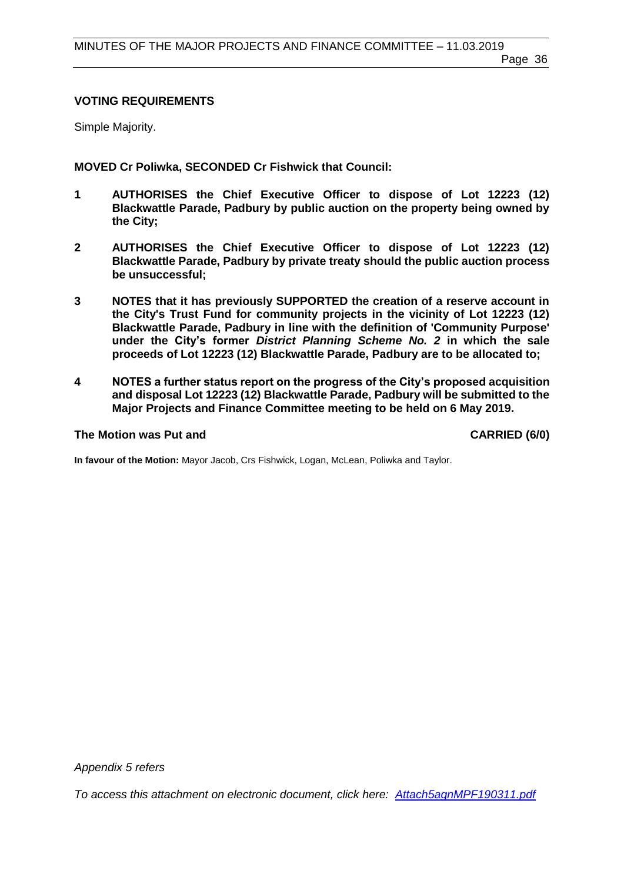### VOTING REQUIREMENTS

Simple Majority.

**MOVED Cr Poliwka, SECONDED Cr Fishwick that Council:**

1. **AUTHORISES the Chief Executive Officer to dispose of Lot 12223 (12) Blackwattle Parade, Padbury by public auction on the property being owned by the City;**
2. **AUTHORISES the Chief Executive Officer to dispose of Lot 12223 (12) Blackwattle Parade, Padbury by private treaty should the public auction process be unsuccessful;**
3. **NOTES that it has previously SUPPORTED the creation of a reserve account in the City's Trust Fund for community projects in the vicinity of Lot 12223 (12) Blackwattle Parade, Padbury in line with the definition of 'Community Purpose' under the City's former *District Planning Scheme No. 2* in which the sale proceeds of Lot 12223 (12) Blackwattle Parade, Padbury are to be allocated to;**
4. **NOTES a further status report on the progress of the City's proposed acquisition and disposal Lot 12223 (12) Blackwattle Parade, Padbury will be submitted to the Major Projects and Finance Committee meeting to be held on 6 May 2019.**

**The Motion was Put and CARRIED (6/0)**

**In favour of the Motion:** Mayor Jacob, Crs Fishwick, Logan, McLean, Poliwka and Taylor.

*Appendix 5 refers*

*To access this attachment on electronic document, click here: [Attach5agnMPF190311.pdf](Attach5agnMPF190311.pdf)*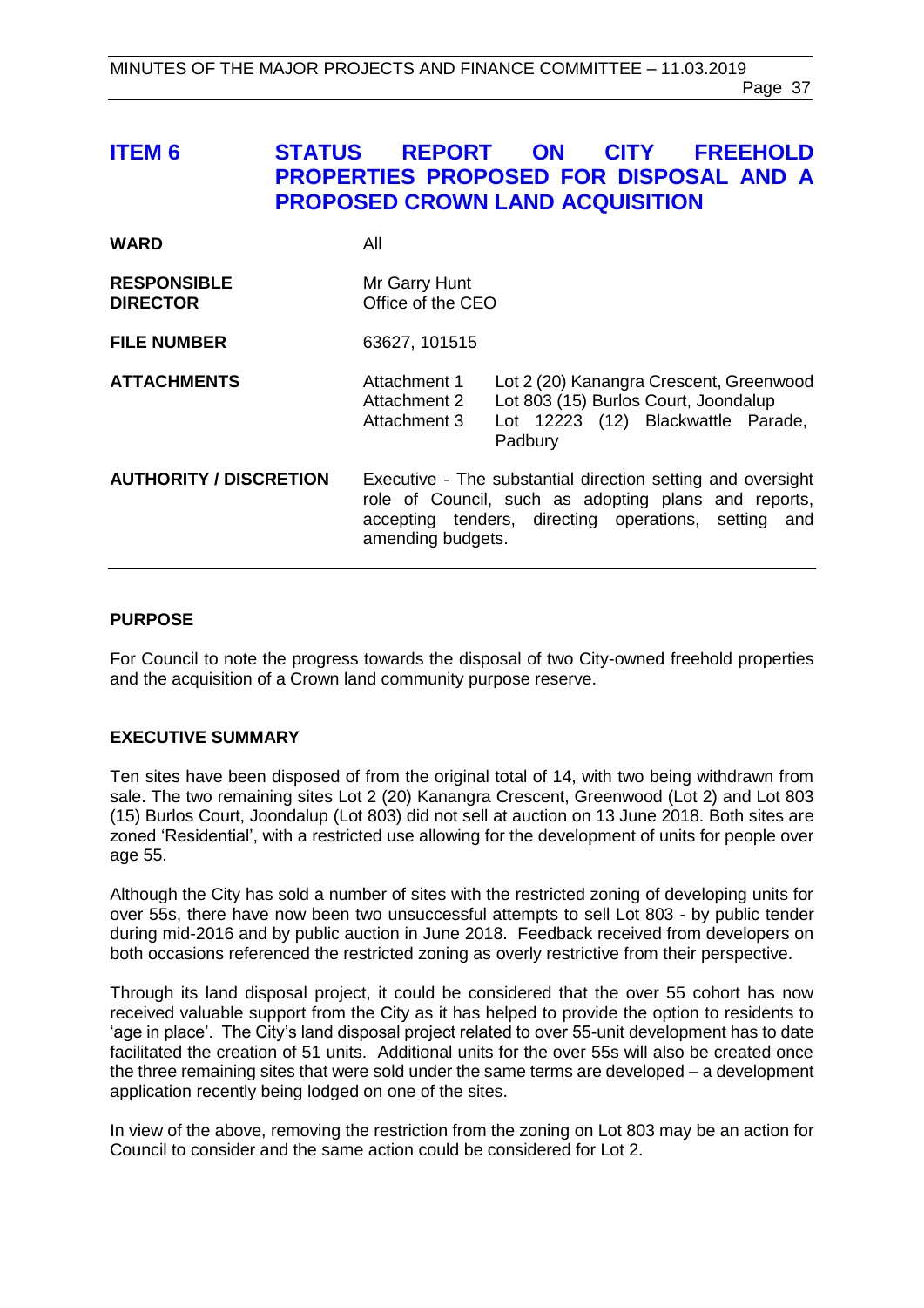# ITEM 6 STATUS REPORT ON CITY FREEHOLD PROPERTIES PROPOSED FOR DISPOSAL AND A PROPOSED CROWN LAND ACQUISITION

| | | |
|---|---|---|
| **WARD** | All | |
| **RESPONSIBLE DIRECTOR** | Mr Garry Hunt<br>Office of the CEO | |
| **FILE NUMBER** | 63627, 101515 | |
| **ATTACHMENTS** | Attachment 1 | Lot 2 (20) Kanangra Crescent, Greenwood |
| | Attachment 2 | Lot 803 (15) Burlos Court, Joondalup |
| | Attachment 3 | Lot 12223 (12) Blackwattle Parade, Padbury |
| **AUTHORITY / DISCRETION** | Executive - The substantial direction setting and oversight role of Council, such as adopting plans and reports, accepting tenders, directing operations, setting and amending budgets. | |

## PURPOSE

For Council to note the progress towards the disposal of two City-owned freehold properties and the acquisition of a Crown land community purpose reserve.

## EXECUTIVE SUMMARY

Ten sites have been disposed of from the original total of 14, with two being withdrawn from sale. The two remaining sites Lot 2 (20) Kanangra Crescent, Greenwood (Lot 2) and Lot 803 (15) Burlos Court, Joondalup (Lot 803) did not sell at auction on 13 June 2018. Both sites are zoned 'Residential', with a restricted use allowing for the development of units for people over age 55.

Although the City has sold a number of sites with the restricted zoning of developing units for over 55s, there have now been two unsuccessful attempts to sell Lot 803 - by public tender during mid-2016 and by public auction in June 2018. Feedback received from developers on both occasions referenced the restricted zoning as overly restrictive from their perspective.

Through its land disposal project, it could be considered that the over 55 cohort has now received valuable support from the City as it has helped to provide the option to residents to 'age in place'. The City's land disposal project related to over 55-unit development has to date facilitated the creation of 51 units. Additional units for the over 55s will also be created once the three remaining sites that were sold under the same terms are developed – a development application recently being lodged on one of the sites.

In view of the above, removing the restriction from the zoning on Lot 803 may be an action for Council to consider and the same action could be considered for Lot 2.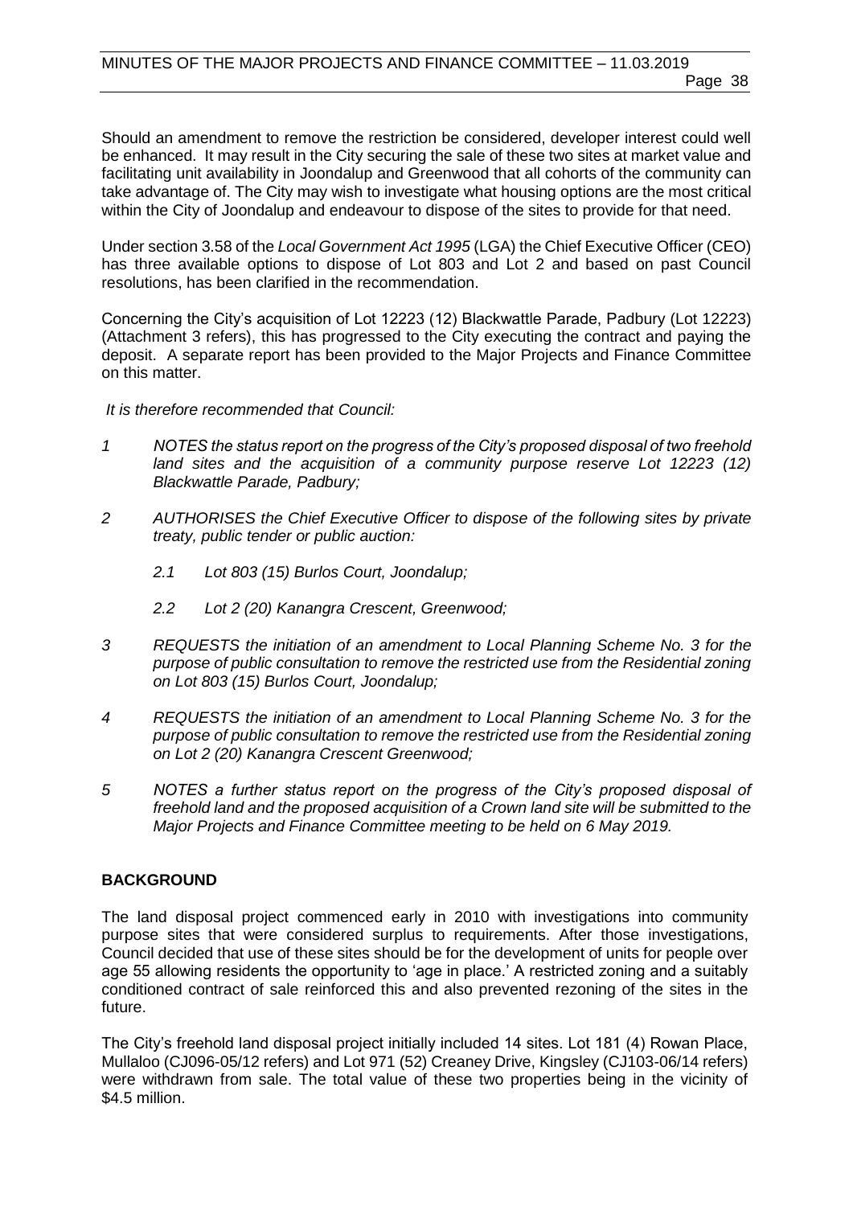Should an amendment to remove the restriction be considered, developer interest could well be enhanced. It may result in the City securing the sale of these two sites at market value and facilitating unit availability in Joondalup and Greenwood that all cohorts of the community can take advantage of. The City may wish to investigate what housing options are the most critical within the City of Joondalup and endeavour to dispose of the sites to provide for that need.

Under section 3.58 of the *Local Government Act 1995* (LGA) the Chief Executive Officer (CEO) has three available options to dispose of Lot 803 and Lot 2 and based on past Council resolutions, has been clarified in the recommendation.

Concerning the City's acquisition of Lot 12223 (12) Blackwattle Parade, Padbury (Lot 12223) (Attachment 3 refers), this has progressed to the City executing the contract and paying the deposit. A separate report has been provided to the Major Projects and Finance Committee on this matter.

*It is therefore recommended that Council:*

1. *NOTES the status report on the progress of the City's proposed disposal of two freehold land sites and the acquisition of a community purpose reserve Lot 12223 (12) Blackwattle Parade, Padbury;*
2. *AUTHORISES the Chief Executive Officer to dispose of the following sites by private treaty, public tender or public auction:*
   - 2.1 *Lot 803 (15) Burlos Court, Joondalup;*
   - 2.2 *Lot 2 (20) Kanangra Crescent, Greenwood;*
3. *REQUESTS the initiation of an amendment to Local Planning Scheme No. 3 for the purpose of public consultation to remove the restricted use from the Residential zoning on Lot 803 (15) Burlos Court, Joondalup;*
4. *REQUESTS the initiation of an amendment to Local Planning Scheme No. 3 for the purpose of public consultation to remove the restricted use from the Residential zoning on Lot 2 (20) Kanangra Crescent Greenwood;*
5. *NOTES a further status report on the progress of the City's proposed disposal of freehold land and the proposed acquisition of a Crown land site will be submitted to the Major Projects and Finance Committee meeting to be held on 6 May 2019.*

## BACKGROUND

The land disposal project commenced early in 2010 with investigations into community purpose sites that were considered surplus to requirements. After those investigations, Council decided that use of these sites should be for the development of units for people over age 55 allowing residents the opportunity to 'age in place.' A restricted zoning and a suitably conditioned contract of sale reinforced this and also prevented rezoning of the sites in the future.

The City's freehold land disposal project initially included 14 sites. Lot 181 (4) Rowan Place, Mullaloo (CJ096-05/12 refers) and Lot 971 (52) Creaney Drive, Kingsley (CJ103-06/14 refers) were withdrawn from sale. The total value of these two properties being in the vicinity of $4.5 million.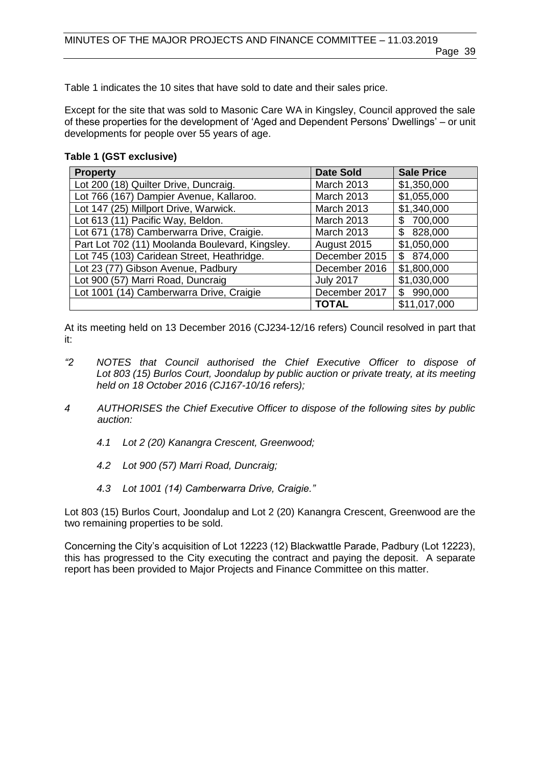Table 1 indicates the 10 sites that have sold to date and their sales price.

Except for the site that was sold to Masonic Care WA in Kingsley, Council approved the sale of these properties for the development of 'Aged and Dependent Persons' Dwellings' – or unit developments for people over 55 years of age.

**Table 1 (GST exclusive)**

| Property | Date Sold | Sale Price |
|---|---|---|
| Lot 200 (18) Quilter Drive, Duncraig. | March 2013 | $1,350,000 |
| Lot 766 (167) Dampier Avenue, Kallaroo. | March 2013 | $1,055,000 |
| Lot 147 (25) Millport Drive, Warwick. | March 2013 | $1,340,000 |
| Lot 613 (11) Pacific Way, Beldon. | March 2013 | $ 700,000 |
| Lot 671 (178) Camberwarra Drive, Craigie. | March 2013 | $ 828,000 |
| Part Lot 702 (11) Moolanda Boulevard, Kingsley. | August 2015 | $1,050,000 |
| Lot 745 (103) Caridean Street, Heathridge. | December 2015 | $ 874,000 |
| Lot 23 (77) Gibson Avenue, Padbury | December 2016 | $1,800,000 |
| Lot 900 (57) Marri Road, Duncraig | July 2017 | $1,030,000 |
| Lot 1001 (14) Camberwarra Drive, Craigie | December 2017 | $ 990,000 |
| | **TOTAL** | $11,017,000 |

At its meeting held on 13 December 2016 (CJ234-12/16 refers) Council resolved in part that it:

*"2 NOTES that Council authorised the Chief Executive Officer to dispose of Lot 803 (15) Burlos Court, Joondalup by public auction or private treaty, at its meeting held on 18 October 2016 (CJ167-10/16 refers);*

*4 AUTHORISES the Chief Executive Officer to dispose of the following sites by public auction:*

*4.1 Lot 2 (20) Kanangra Crescent, Greenwood;*

*4.2 Lot 900 (57) Marri Road, Duncraig;*

*4.3 Lot 1001 (14) Camberwarra Drive, Craigie."*

Lot 803 (15) Burlos Court, Joondalup and Lot 2 (20) Kanangra Crescent, Greenwood are the two remaining properties to be sold.

Concerning the City's acquisition of Lot 12223 (12) Blackwattle Parade, Padbury (Lot 12223), this has progressed to the City executing the contract and paying the deposit. A separate report has been provided to Major Projects and Finance Committee on this matter.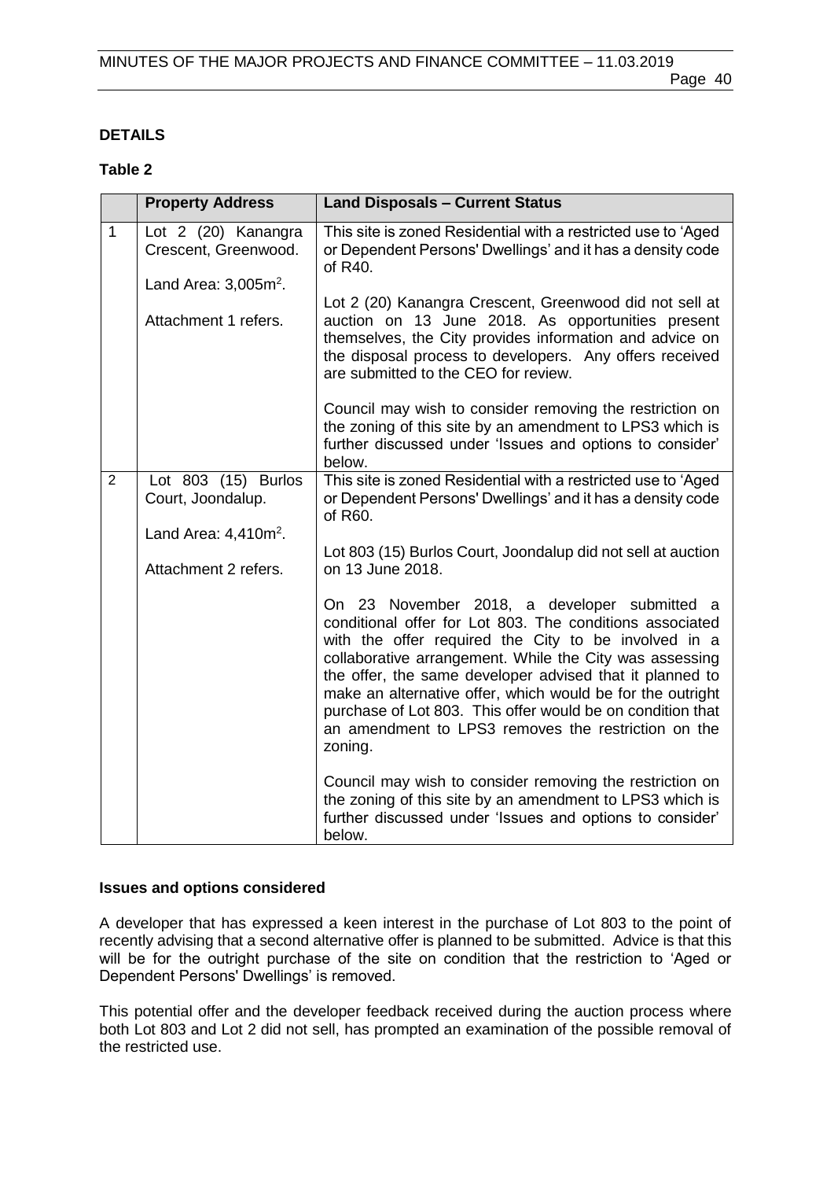**DETAILS**

**Table 2**

| | Property Address | Land Disposals – Current Status |
|---|---|---|
| 1 | Lot 2 (20) Kanangra Crescent, Greenwood.<br><br>Land Area: 3,005m$^2$.<br><br>Attachment 1 refers. | This site is zoned Residential with a restricted use to 'Aged or Dependent Persons' Dwellings' and it has a density code of R40.<br><br>Lot 2 (20) Kanangra Crescent, Greenwood did not sell at auction on 13 June 2018. As opportunities present themselves, the City provides information and advice on the disposal process to developers. Any offers received are submitted to the CEO for review.<br><br>Council may wish to consider removing the restriction on the zoning of this site by an amendment to LPS3 which is further discussed under 'Issues and options to consider' below. |
| 2 | Lot 803 (15) Burlos Court, Joondalup.<br><br>Land Area: 4,410m$^2$.<br><br>Attachment 2 refers. | This site is zoned Residential with a restricted use to 'Aged or Dependent Persons' Dwellings' and it has a density code of R60.<br><br>Lot 803 (15) Burlos Court, Joondalup did not sell at auction on 13 June 2018.<br><br>On 23 November 2018, a developer submitted a conditional offer for Lot 803. The conditions associated with the offer required the City to be involved in a collaborative arrangement. While the City was assessing the offer, the same developer advised that it planned to make an alternative offer, which would be for the outright purchase of Lot 803. This offer would be on condition that an amendment to LPS3 removes the restriction on the zoning.<br><br>Council may wish to consider removing the restriction on the zoning of this site by an amendment to LPS3 which is further discussed under 'Issues and options to consider' below. |

**Issues and options considered**

A developer that has expressed a keen interest in the purchase of Lot 803 to the point of recently advising that a second alternative offer is planned to be submitted. Advice is that this will be for the outright purchase of the site on condition that the restriction to 'Aged or Dependent Persons' Dwellings' is removed.

This potential offer and the developer feedback received during the auction process where both Lot 803 and Lot 2 did not sell, has prompted an examination of the possible removal of the restricted use.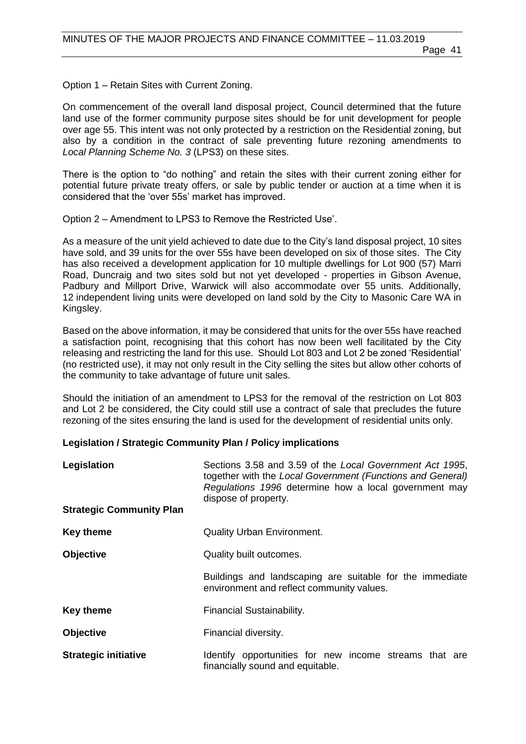Option 1 – Retain Sites with Current Zoning.

On commencement of the overall land disposal project, Council determined that the future land use of the former community purpose sites should be for unit development for people over age 55. This intent was not only protected by a restriction on the Residential zoning, but also by a condition in the contract of sale preventing future rezoning amendments to *Local Planning Scheme No. 3* (LPS3) on these sites.

There is the option to "do nothing" and retain the sites with their current zoning either for potential future private treaty offers, or sale by public tender or auction at a time when it is considered that the 'over 55s' market has improved.

Option 2 – Amendment to LPS3 to Remove the Restricted Use'.

As a measure of the unit yield achieved to date due to the City's land disposal project, 10 sites have sold, and 39 units for the over 55s have been developed on six of those sites. The City has also received a development application for 10 multiple dwellings for Lot 900 (57) Marri Road, Duncraig and two sites sold but not yet developed - properties in Gibson Avenue, Padbury and Millport Drive, Warwick will also accommodate over 55 units. Additionally, 12 independent living units were developed on land sold by the City to Masonic Care WA in Kingsley.

Based on the above information, it may be considered that units for the over 55s have reached a satisfaction point, recognising that this cohort has now been well facilitated by the City releasing and restricting the land for this use. Should Lot 803 and Lot 2 be zoned 'Residential' (no restricted use), it may not only result in the City selling the sites but allow other cohorts of the community to take advantage of future unit sales.

Should the initiation of an amendment to LPS3 for the removal of the restriction on Lot 803 and Lot 2 be considered, the City could still use a contract of sale that precludes the future rezoning of the sites ensuring the land is used for the development of residential units only.

**Legislation / Strategic Community Plan / Policy implications**

| | |
|---|---|
| **Legislation** | Sections 3.58 and 3.59 of the *Local Government Act 1995*, together with the *Local Government (Functions and General) Regulations 1996* determine how a local government may dispose of property. |
| **Strategic Community Plan** | |
| **Key theme** | Quality Urban Environment. |
| **Objective** | Quality built outcomes. |
| | Buildings and landscaping are suitable for the immediate environment and reflect community values. |
| **Key theme** | Financial Sustainability. |
| **Objective** | Financial diversity. |
| **Strategic initiative** | Identify opportunities for new income streams that are financially sound and equitable. |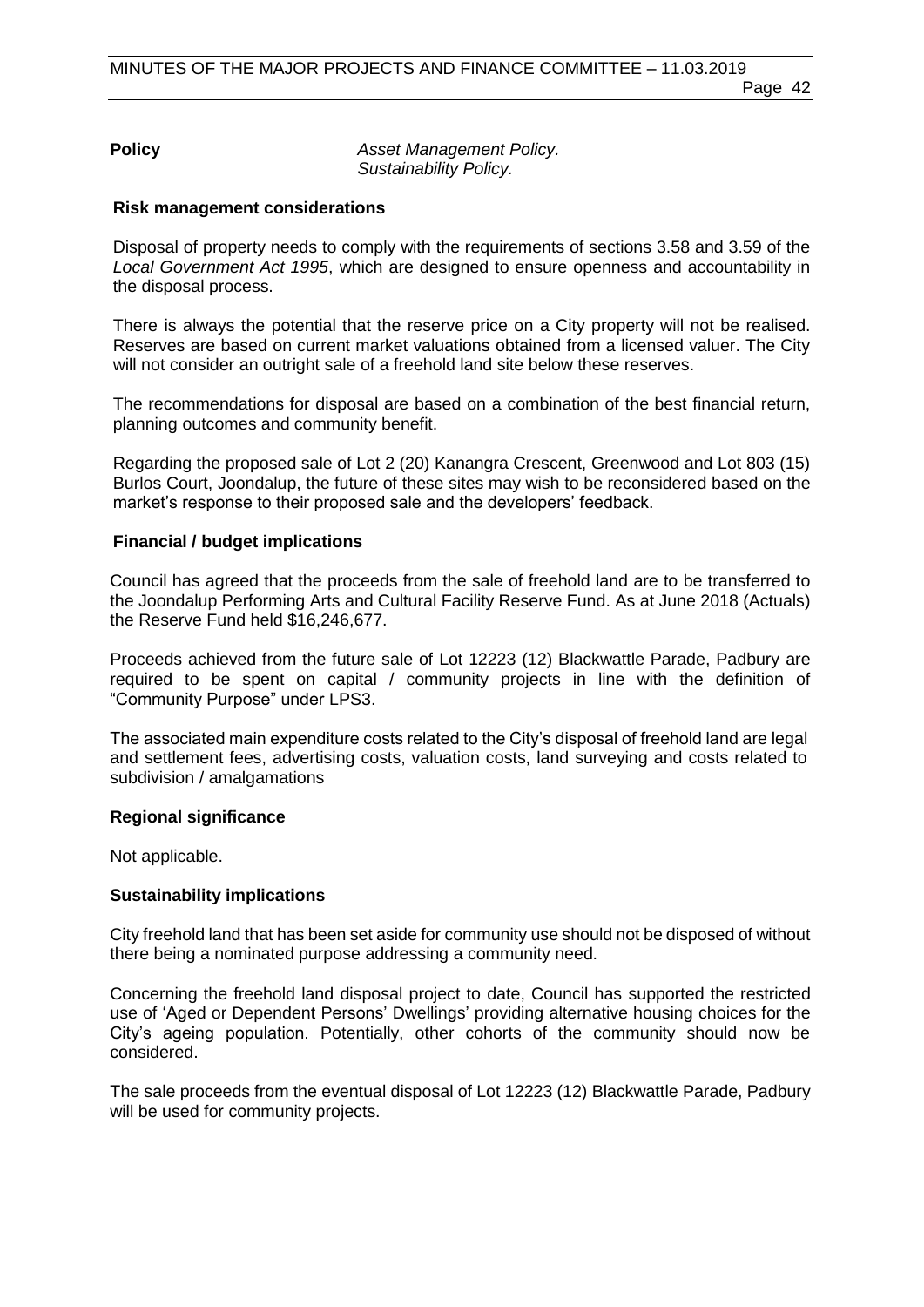**Policy** *Asset Management Policy.*
*Sustainability Policy.*

**Risk management considerations**

Disposal of property needs to comply with the requirements of sections 3.58 and 3.59 of the *Local Government Act 1995*, which are designed to ensure openness and accountability in the disposal process.

There is always the potential that the reserve price on a City property will not be realised. Reserves are based on current market valuations obtained from a licensed valuer. The City will not consider an outright sale of a freehold land site below these reserves.

The recommendations for disposal are based on a combination of the best financial return, planning outcomes and community benefit.

Regarding the proposed sale of Lot 2 (20) Kanangra Crescent, Greenwood and Lot 803 (15) Burlos Court, Joondalup, the future of these sites may wish to be reconsidered based on the market's response to their proposed sale and the developers' feedback.

**Financial / budget implications**

Council has agreed that the proceeds from the sale of freehold land are to be transferred to the Joondalup Performing Arts and Cultural Facility Reserve Fund. As at June 2018 (Actuals) the Reserve Fund held $16,246,677.

Proceeds achieved from the future sale of Lot 12223 (12) Blackwattle Parade, Padbury are required to be spent on capital / community projects in line with the definition of "Community Purpose" under LPS3.

The associated main expenditure costs related to the City's disposal of freehold land are legal and settlement fees, advertising costs, valuation costs, land surveying and costs related to subdivision / amalgamations

**Regional significance**

Not applicable.

**Sustainability implications**

City freehold land that has been set aside for community use should not be disposed of without there being a nominated purpose addressing a community need.

Concerning the freehold land disposal project to date, Council has supported the restricted use of 'Aged or Dependent Persons' Dwellings' providing alternative housing choices for the City's ageing population. Potentially, other cohorts of the community should now be considered.

The sale proceeds from the eventual disposal of Lot 12223 (12) Blackwattle Parade, Padbury will be used for community projects.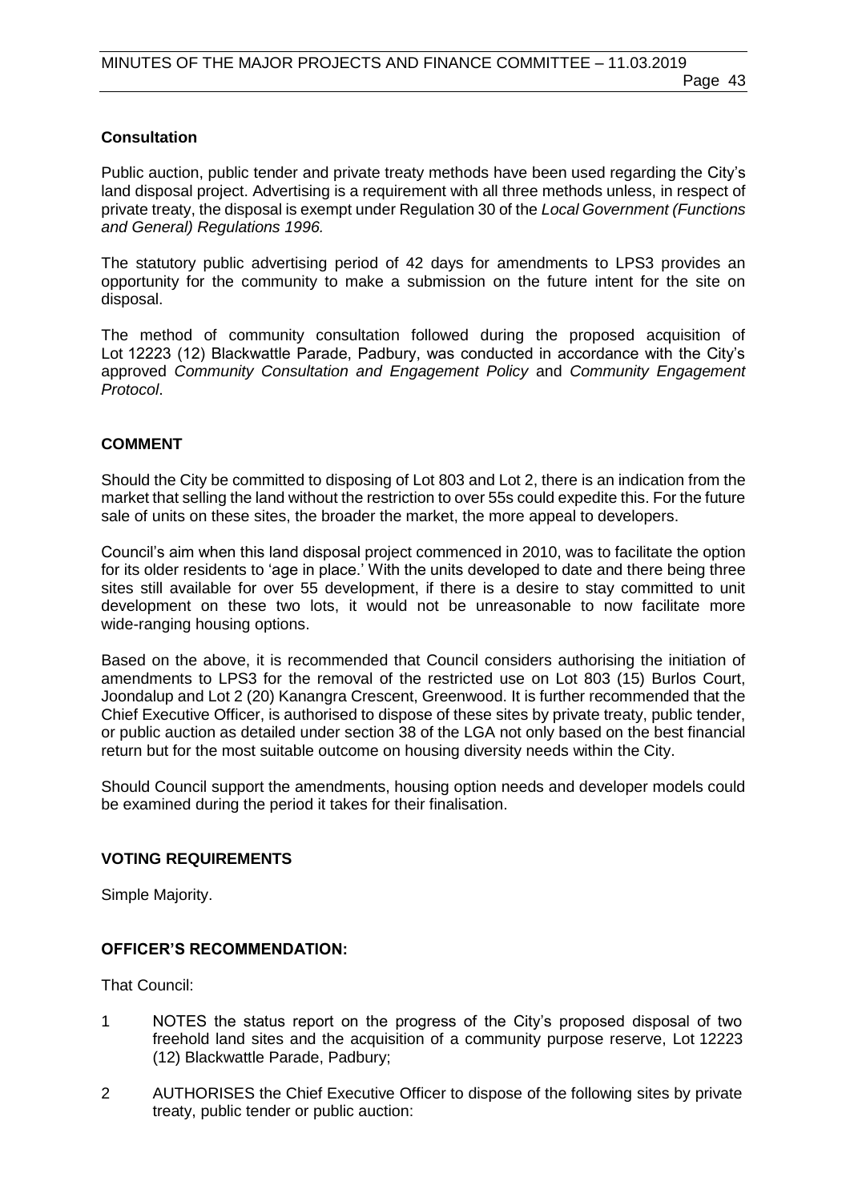### Consultation

Public auction, public tender and private treaty methods have been used regarding the City's land disposal project. Advertising is a requirement with all three methods unless, in respect of private treaty, the disposal is exempt under Regulation 30 of the *Local Government (Functions and General) Regulations 1996.*

The statutory public advertising period of 42 days for amendments to LPS3 provides an opportunity for the community to make a submission on the future intent for the site on disposal.

The method of community consultation followed during the proposed acquisition of Lot 12223 (12) Blackwattle Parade, Padbury, was conducted in accordance with the City's approved *Community Consultation and Engagement Policy* and *Community Engagement Protocol*.

## COMMENT

Should the City be committed to disposing of Lot 803 and Lot 2, there is an indication from the market that selling the land without the restriction to over 55s could expedite this. For the future sale of units on these sites, the broader the market, the more appeal to developers.

Council's aim when this land disposal project commenced in 2010, was to facilitate the option for its older residents to 'age in place.' With the units developed to date and there being three sites still available for over 55 development, if there is a desire to stay committed to unit development on these two lots, it would not be unreasonable to now facilitate more wide-ranging housing options.

Based on the above, it is recommended that Council considers authorising the initiation of amendments to LPS3 for the removal of the restricted use on Lot 803 (15) Burlos Court, Joondalup and Lot 2 (20) Kanangra Crescent, Greenwood. It is further recommended that the Chief Executive Officer, is authorised to dispose of these sites by private treaty, public tender, or public auction as detailed under section 38 of the LGA not only based on the best financial return but for the most suitable outcome on housing diversity needs within the City.

Should Council support the amendments, housing option needs and developer models could be examined during the period it takes for their finalisation.

## VOTING REQUIREMENTS

Simple Majority.

## OFFICER'S RECOMMENDATION:

That Council:

1. NOTES the status report on the progress of the City's proposed disposal of two freehold land sites and the acquisition of a community purpose reserve, Lot 12223 (12) Blackwattle Parade, Padbury;

2. AUTHORISES the Chief Executive Officer to dispose of the following sites by private treaty, public tender or public auction: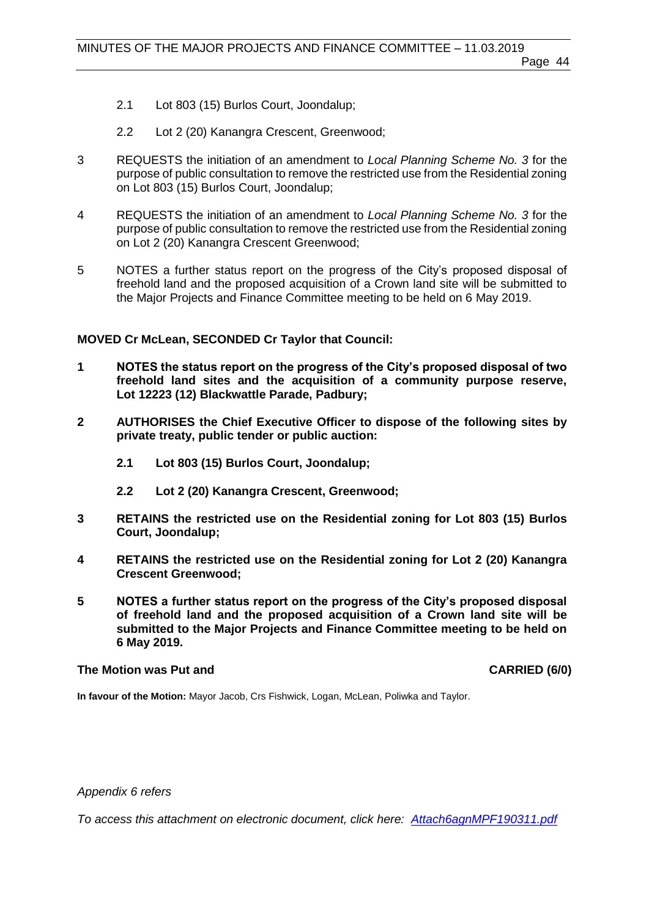2.1 Lot 803 (15) Burlos Court, Joondalup;

2.2 Lot 2 (20) Kanangra Crescent, Greenwood;

3 REQUESTS the initiation of an amendment to *Local Planning Scheme No. 3* for the purpose of public consultation to remove the restricted use from the Residential zoning on Lot 803 (15) Burlos Court, Joondalup;

4 REQUESTS the initiation of an amendment to *Local Planning Scheme No. 3* for the purpose of public consultation to remove the restricted use from the Residential zoning on Lot 2 (20) Kanangra Crescent Greenwood;

5 NOTES a further status report on the progress of the City's proposed disposal of freehold land and the proposed acquisition of a Crown land site will be submitted to the Major Projects and Finance Committee meeting to be held on 6 May 2019.

**MOVED Cr McLean, SECONDED Cr Taylor that Council:**

**1 NOTES the status report on the progress of the City's proposed disposal of two freehold land sites and the acquisition of a community purpose reserve, Lot 12223 (12) Blackwattle Parade, Padbury;**

**2 AUTHORISES the Chief Executive Officer to dispose of the following sites by private treaty, public tender or public auction:**

**2.1 Lot 803 (15) Burlos Court, Joondalup;**

**2.2 Lot 2 (20) Kanangra Crescent, Greenwood;**

**3 RETAINS the restricted use on the Residential zoning for Lot 803 (15) Burlos Court, Joondalup;**

**4 RETAINS the restricted use on the Residential zoning for Lot 2 (20) Kanangra Crescent Greenwood;**

**5 NOTES a further status report on the progress of the City's proposed disposal of freehold land and the proposed acquisition of a Crown land site will be submitted to the Major Projects and Finance Committee meeting to be held on 6 May 2019.**

**The Motion was Put and CARRIED (6/0)**

**In favour of the Motion:** Mayor Jacob, Crs Fishwick, Logan, McLean, Poliwka and Taylor.

*Appendix 6 refers*

*To access this attachment on electronic document, click here: [Attach6agnMPF190311.pdf](Attach6agnMPF190311.pdf)*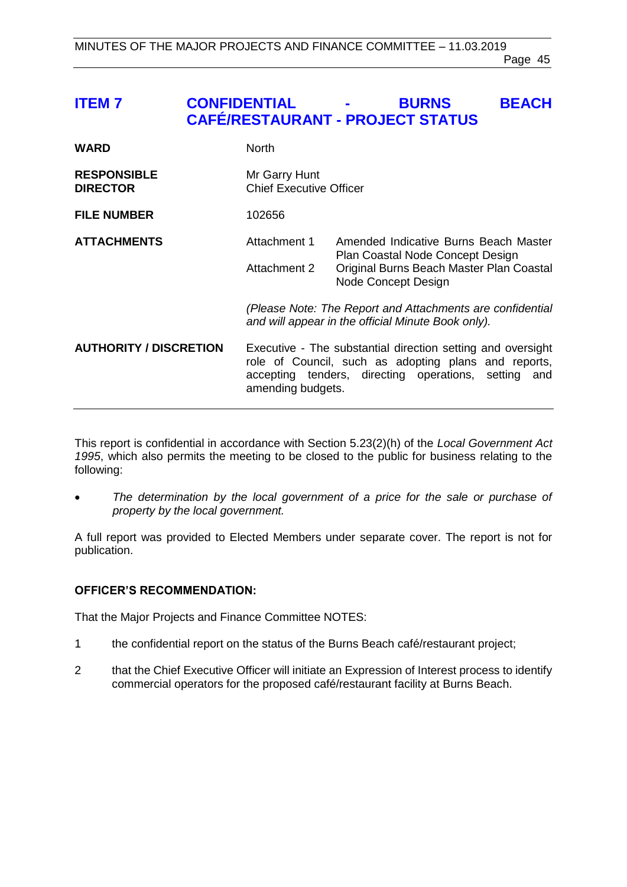## ITEM 7 CONFIDENTIAL - BURNS BEACH CAFÉ/RESTAURANT - PROJECT STATUS

| | | |
|---|---|---|
| **WARD** | North | |
| **RESPONSIBLE DIRECTOR** | Mr Garry Hunt<br>Chief Executive Officer | |
| **FILE NUMBER** | 102656 | |
| **ATTACHMENTS** | Attachment 1 | Amended Indicative Burns Beach Master Plan Coastal Node Concept Design |
| | Attachment 2 | Original Burns Beach Master Plan Coastal Node Concept Design |
| | *(Please Note: The Report and Attachments are confidential and will appear in the official Minute Book only).* | |
| **AUTHORITY / DISCRETION** | Executive - The substantial direction setting and oversight role of Council, such as adopting plans and reports, accepting tenders, directing operations, setting and amending budgets. | |

This report is confidential in accordance with Section 5.23(2)(h) of the *Local Government Act 1995*, which also permits the meeting to be closed to the public for business relating to the following:

- *The determination by the local government of a price for the sale or purchase of property by the local government.*

A full report was provided to Elected Members under separate cover. The report is not for publication.

**OFFICER'S RECOMMENDATION:**

That the Major Projects and Finance Committee NOTES:

1 the confidential report on the status of the Burns Beach café/restaurant project;

2 that the Chief Executive Officer will initiate an Expression of Interest process to identify commercial operators for the proposed café/restaurant facility at Burns Beach.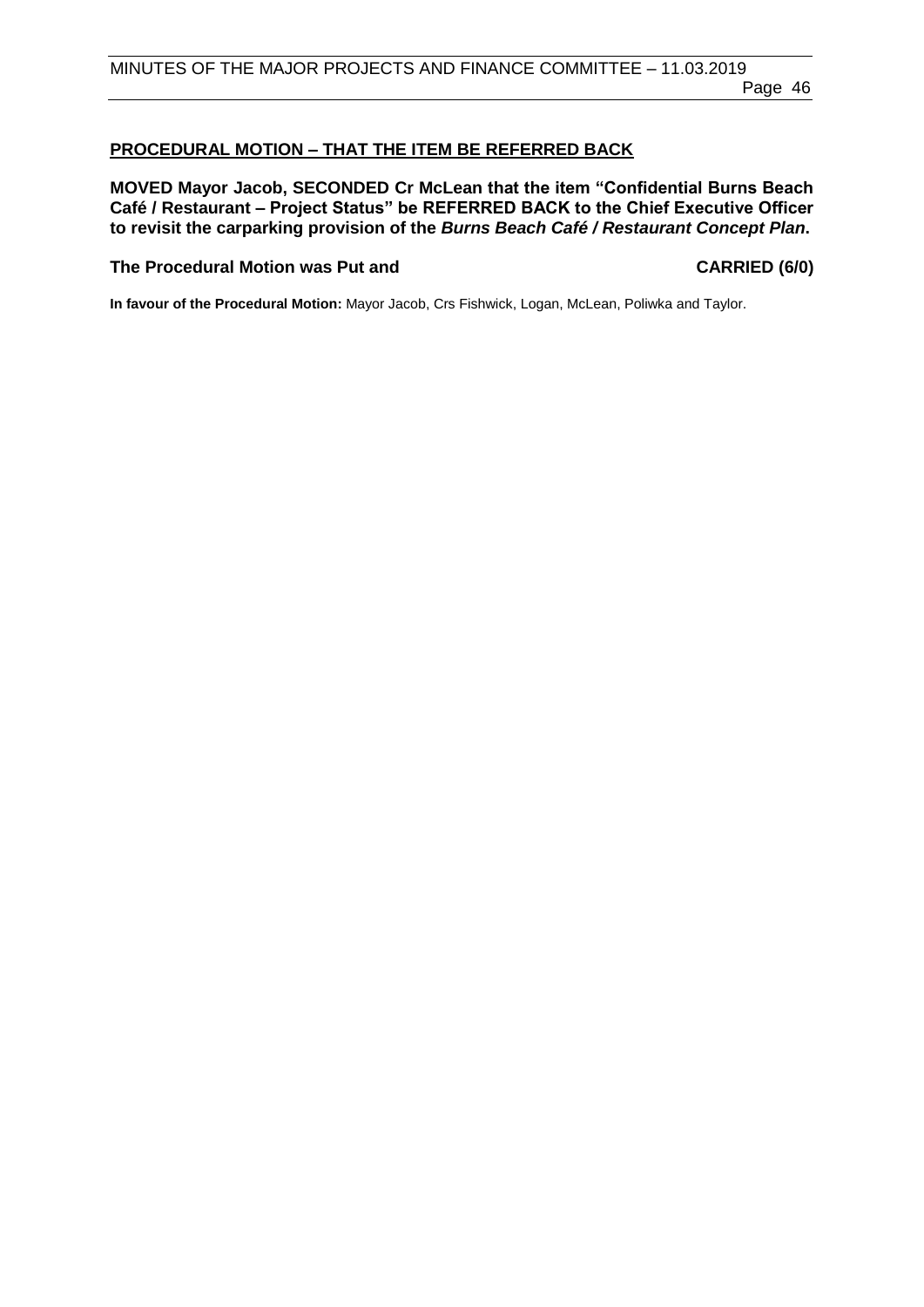**PROCEDURAL MOTION – THAT THE ITEM BE REFERRED BACK**

**MOVED Mayor Jacob, SECONDED Cr McLean that the item "Confidential Burns Beach Café / Restaurant – Project Status" be REFERRED BACK to the Chief Executive Officer to revisit the carparking provision of the *Burns Beach Café / Restaurant Concept Plan*.**

**The Procedural Motion was Put and CARRIED (6/0)**

**In favour of the Procedural Motion:** Mayor Jacob, Crs Fishwick, Logan, McLean, Poliwka and Taylor.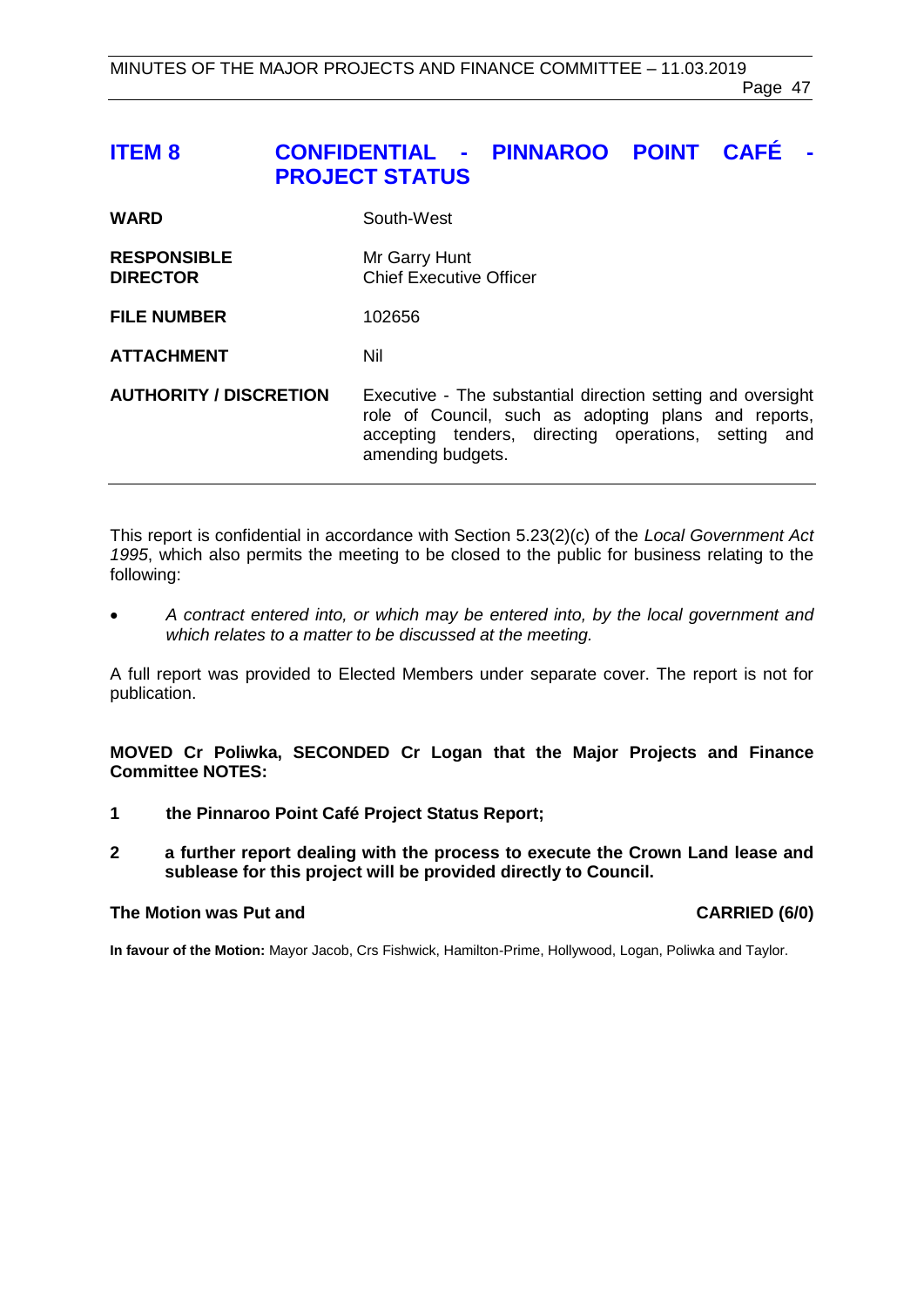# ITEM 8 CONFIDENTIAL - PINNAROO POINT CAFÉ - PROJECT STATUS

| | |
|---|---|
| **WARD** | South-West |
| **RESPONSIBLE DIRECTOR** | Mr Garry Hunt<br>Chief Executive Officer |
| **FILE NUMBER** | 102656 |
| **ATTACHMENT** | Nil |
| **AUTHORITY / DISCRETION** | Executive - The substantial direction setting and oversight role of Council, such as adopting plans and reports, accepting tenders, directing operations, setting and amending budgets. |

This report is confidential in accordance with Section 5.23(2)(c) of the *Local Government Act 1995*, which also permits the meeting to be closed to the public for business relating to the following:

- *A contract entered into, or which may be entered into, by the local government and which relates to a matter to be discussed at the meeting.*

A full report was provided to Elected Members under separate cover. The report is not for publication.

**MOVED Cr Poliwka, SECONDED Cr Logan that the Major Projects and Finance Committee NOTES:**

**1 the Pinnaroo Point Café Project Status Report;**

**2 a further report dealing with the process to execute the Crown Land lease and sublease for this project will be provided directly to Council.**

**The Motion was Put and CARRIED (6/0)**

**In favour of the Motion:** Mayor Jacob, Crs Fishwick, Hamilton-Prime, Hollywood, Logan, Poliwka and Taylor.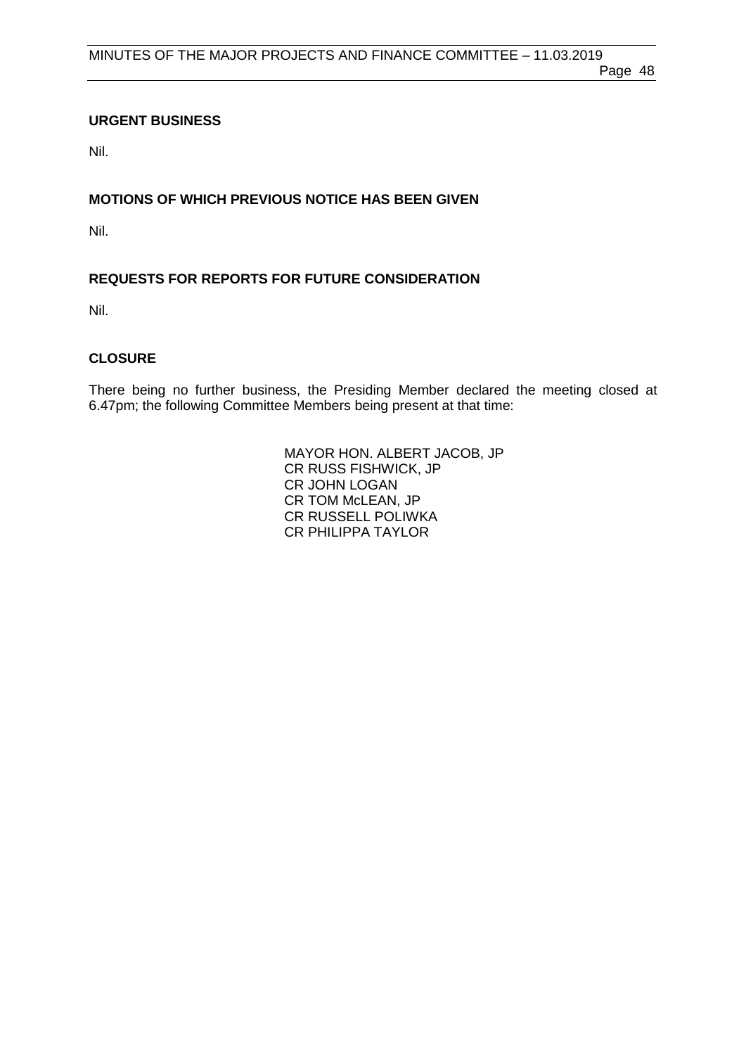**URGENT BUSINESS**

Nil.

**MOTIONS OF WHICH PREVIOUS NOTICE HAS BEEN GIVEN**

Nil.

**REQUESTS FOR REPORTS FOR FUTURE CONSIDERATION**

Nil.

**CLOSURE**

There being no further business, the Presiding Member declared the meeting closed at 6.47pm; the following Committee Members being present at that time:

MAYOR HON. ALBERT JACOB, JP
CR RUSS FISHWICK, JP
CR JOHN LOGAN
CR TOM McLEAN, JP
CR RUSSELL POLIWKA
CR PHILIPPA TAYLOR